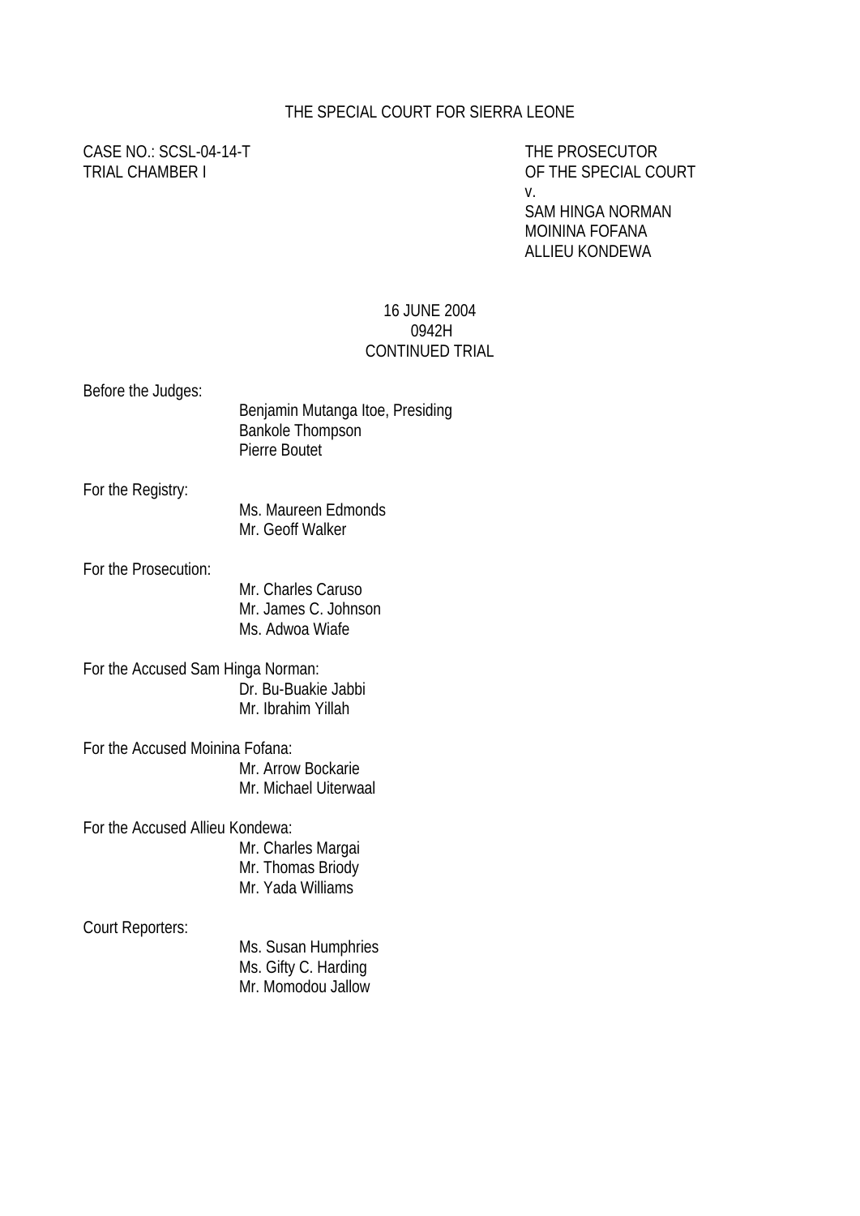THE SPECIAL COURT FOR SIERRA LEONE

CASE NO.: SCSL-04-14-T
TRIAL CHAMBER I

THE PROSECUTOR
OF THE SPECIAL COURT
v.
SAM HINGA NORMAN
MOININA FOFANA
ALLIEU KONDEWA

16 JUNE 2004
0942H
CONTINUED TRIAL

Before the Judges:
Benjamin Mutanga Itoe, Presiding
Bankole Thompson
Pierre Boutet

For the Registry:
Ms. Maureen Edmonds
Mr. Geoff Walker

For the Prosecution:
Mr. Charles Caruso
Mr. James C. Johnson
Ms. Adwoa Wiafe

For the Accused Sam Hinga Norman:
Dr. Bu-Buakie Jabbi
Mr. Ibrahim Yillah

For the Accused Moinina Fofana:
Mr. Arrow Bockarie
Mr. Michael Uiterwaal

For the Accused Allieu Kondewa:
Mr. Charles Margai
Mr. Thomas Briody
Mr. Yada Williams

Court Reporters:
Ms. Susan Humphries
Ms. Gifty C. Harding
Mr. Momodou Jallow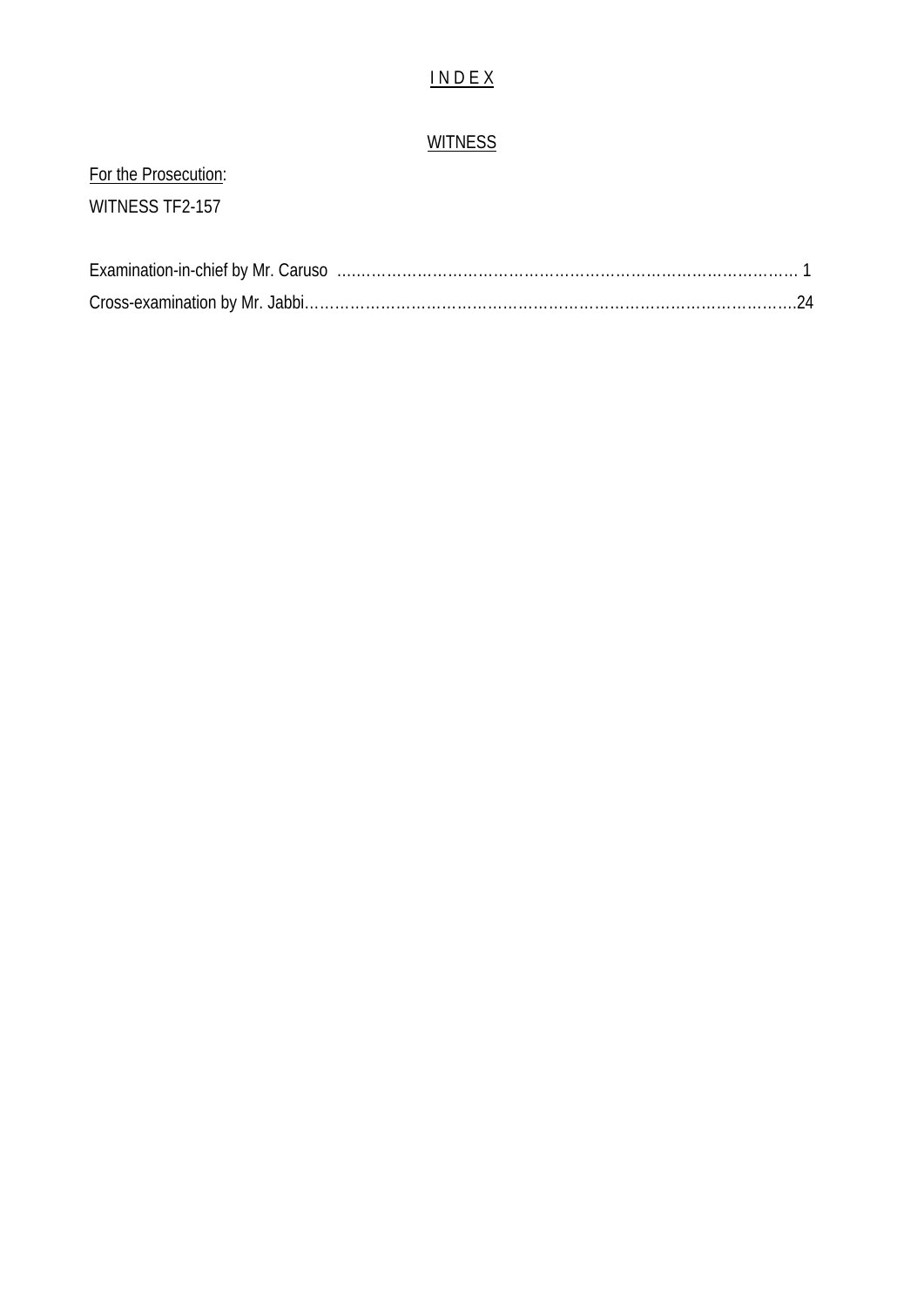# I N D E X

## WITNESS

For the Prosecution:

WITNESS TF2-157

Examination-in-chief by Mr. Caruso ………………………………………………………………………… 1

Cross-examination by Mr. Jabbi……………………………………………………………………………….24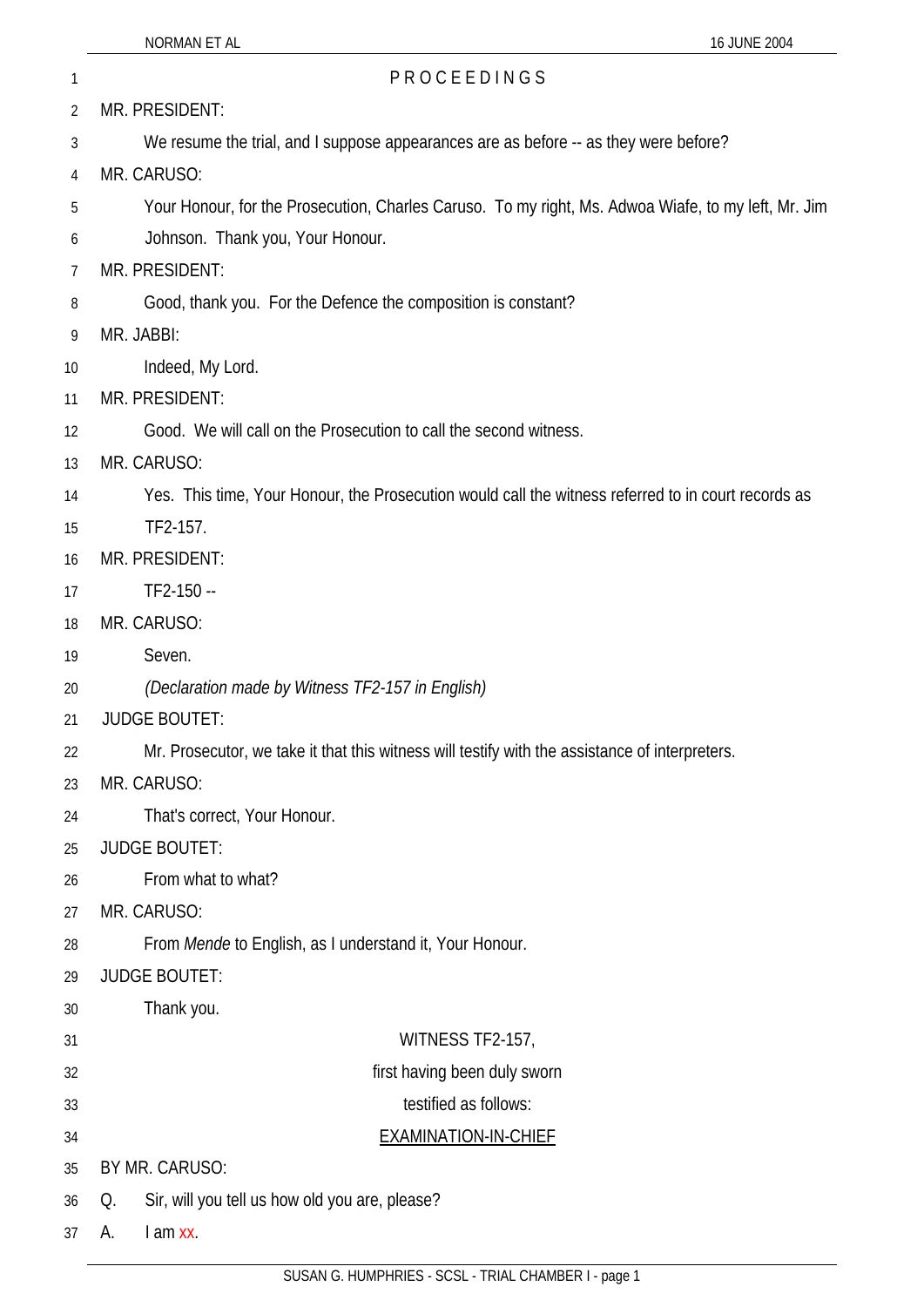PROCEEDINGS

MR. PRESIDENT:

We resume the trial, and I suppose appearances are as before -- as they were before?

MR. CARUSO:

Your Honour, for the Prosecution, Charles Caruso. To my right, Ms. Adwoa Wiafe, to my left, Mr. Jim Johnson. Thank you, Your Honour.

MR. PRESIDENT:

Good, thank you. For the Defence the composition is constant?

MR. JABBI:

Indeed, My Lord.

MR. PRESIDENT:

Good. We will call on the Prosecution to call the second witness.

MR. CARUSO:

Yes. This time, Your Honour, the Prosecution would call the witness referred to in court records as TF2-157.

MR. PRESIDENT:

TF2-150 --

MR. CARUSO:

Seven.

*(Declaration made by Witness TF2-157 in English)*

JUDGE BOUTET:

Mr. Prosecutor, we take it that this witness will testify with the assistance of interpreters.

MR. CARUSO:

That's correct, Your Honour.

JUDGE BOUTET:

From what to what?

MR. CARUSO:

From *Mende* to English, as I understand it, Your Honour.

JUDGE BOUTET:

Thank you.

WITNESS TF2-157,
first having been duly sworn
testified as follows:

EXAMINATION-IN-CHIEF

BY MR. CARUSO:

Q. Sir, will you tell us how old you are, please?

A. I am xx.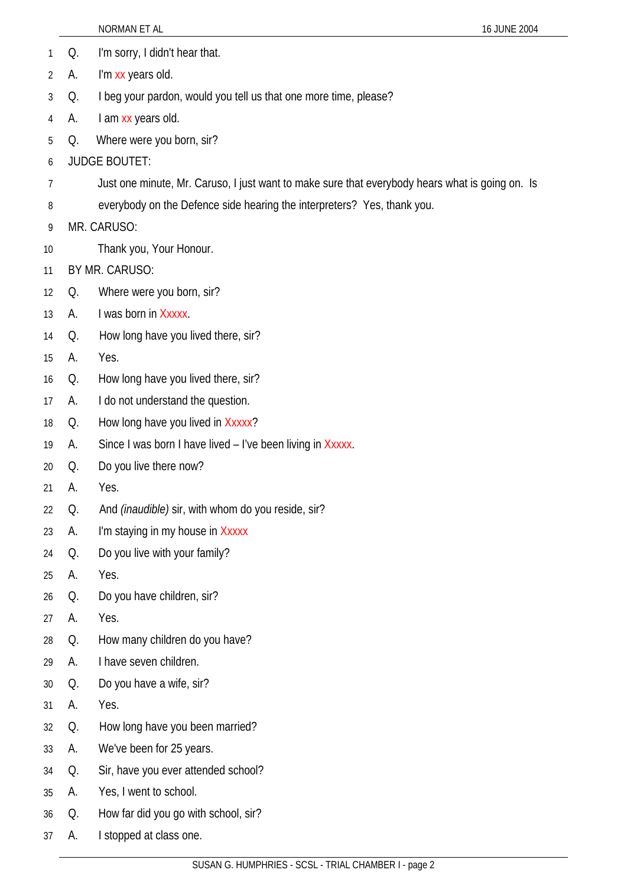1 Q. I'm sorry, I didn't hear that.

2 A. I'm xx years old.

3 Q. I beg your pardon, would you tell us that one more time, please?

4 A. I am xx years old.

5 Q. Where were you born, sir?

6 JUDGE BOUTET:

7 Just one minute, Mr. Caruso, I just want to make sure that everybody hears what is going on. Is

8 everybody on the Defence side hearing the interpreters? Yes, thank you.

9 MR. CARUSO:

10 Thank you, Your Honour.

11 BY MR. CARUSO:

12 Q. Where were you born, sir?

13 A. I was born in Xxxxx.

14 Q. How long have you lived there, sir?

15 A. Yes.

16 Q. How long have you lived there, sir?

17 A. I do not understand the question.

18 Q. How long have you lived in Xxxxx?

19 A. Since I was born I have lived – I've been living in Xxxxx.

20 Q. Do you live there now?

21 A. Yes.

22 Q. And *(inaudible)* sir, with whom do you reside, sir?

23 A. I'm staying in my house in Xxxxx

24 Q. Do you live with your family?

25 A. Yes.

26 Q. Do you have children, sir?

27 A. Yes.

28 Q. How many children do you have?

29 A. I have seven children.

30 Q. Do you have a wife, sir?

31 A. Yes.

32 Q. How long have you been married?

33 A. We've been for 25 years.

34 Q. Sir, have you ever attended school?

35 A. Yes, I went to school.

36 Q. How far did you go with school, sir?

37 A. I stopped at class one.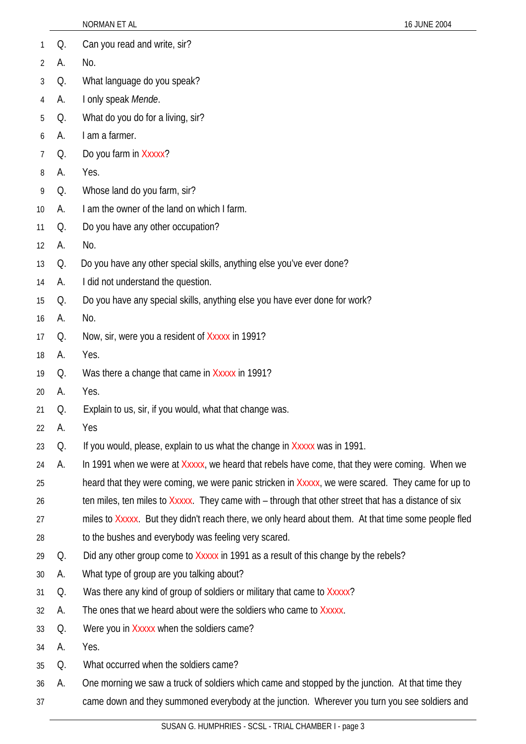1 Q. Can you read and write, sir?

2 A. No.

3 Q. What language do you speak?

4 A. I only speak *Mende*.

5 Q. What do you do for a living, sir?

6 A. I am a farmer.

7 Q. Do you farm in Xxxxx?

8 A. Yes.

9 Q. Whose land do you farm, sir?

10 A. I am the owner of the land on which I farm.

11 Q. Do you have any other occupation?

12 A. No.

13 Q. Do you have any other special skills, anything else you've ever done?

14 A. I did not understand the question.

15 Q. Do you have any special skills, anything else you have ever done for work?

16 A. No.

17 Q. Now, sir, were you a resident of Xxxxx in 1991?

18 A. Yes.

19 Q. Was there a change that came in Xxxxx in 1991?

20 A. Yes.

21 Q. Explain to us, sir, if you would, what that change was.

22 A. Yes

23 Q. If you would, please, explain to us what the change in Xxxxx was in 1991.

24 A. In 1991 when we were at Xxxxx, we heard that rebels have come, that they were coming. When we
25 heard that they were coming, we were panic stricken in Xxxxx, we were scared. They came for up to
26 ten miles, ten miles to Xxxxx. They came with – through that other street that has a distance of six
27 miles to Xxxxx. But they didn't reach there, we only heard about them. At that time some people fled
28 to the bushes and everybody was feeling very scared.

29 Q. Did any other group come to Xxxxx in 1991 as a result of this change by the rebels?

30 A. What type of group are you talking about?

31 Q. Was there any kind of group of soldiers or military that came to Xxxxx?

32 A. The ones that we heard about were the soldiers who came to Xxxxx.

33 Q. Were you in Xxxxx when the soldiers came?

34 A. Yes.

35 Q. What occurred when the soldiers came?

36 A. One morning we saw a truck of soldiers which came and stopped by the junction. At that time they
37 came down and they summoned everybody at the junction. Wherever you turn you see soldiers and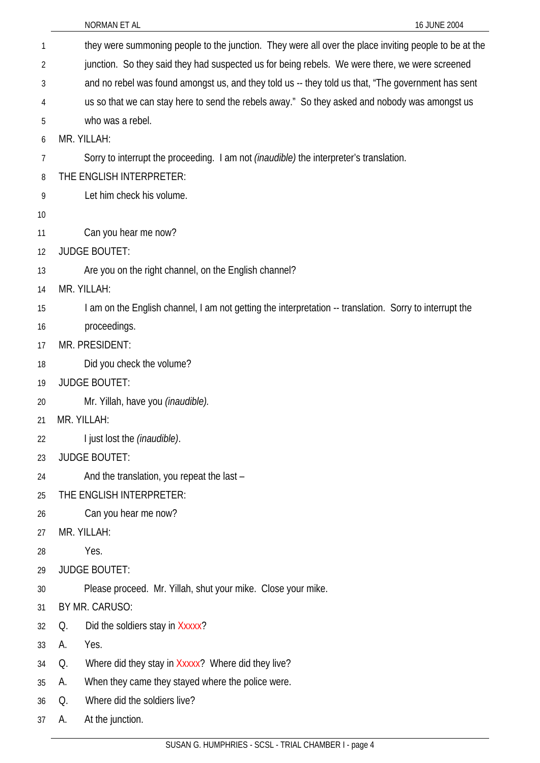they were summoning people to the junction. They were all over the place inviting people to be at the junction. So they said they had suspected us for being rebels. We were there, we were screened and no rebel was found amongst us, and they told us -- they told us that, "The government has sent us so that we can stay here to send the rebels away." So they asked and nobody was amongst us who was a rebel.

MR. YILLAH:

Sorry to interrupt the proceeding. I am not *(inaudible)* the interpreter's translation.

THE ENGLISH INTERPRETER:

Let him check his volume.

Can you hear me now?

JUDGE BOUTET:

Are you on the right channel, on the English channel?

MR. YILLAH:

I am on the English channel, I am not getting the interpretation -- translation. Sorry to interrupt the proceedings.

MR. PRESIDENT:

Did you check the volume?

JUDGE BOUTET:

Mr. Yillah, have you *(inaudible).*

MR. YILLAH:

I just lost the *(inaudible)*.

JUDGE BOUTET:

And the translation, you repeat the last –

THE ENGLISH INTERPRETER:

Can you hear me now?

MR. YILLAH:

Yes.

JUDGE BOUTET:

Please proceed. Mr. Yillah, shut your mike. Close your mike.

BY MR. CARUSO:

Q. Did the soldiers stay in Xxxxx?

A. Yes.

Q. Where did they stay in Xxxxx? Where did they live?

A. When they came they stayed where the police were.

Q. Where did the soldiers live?

A. At the junction.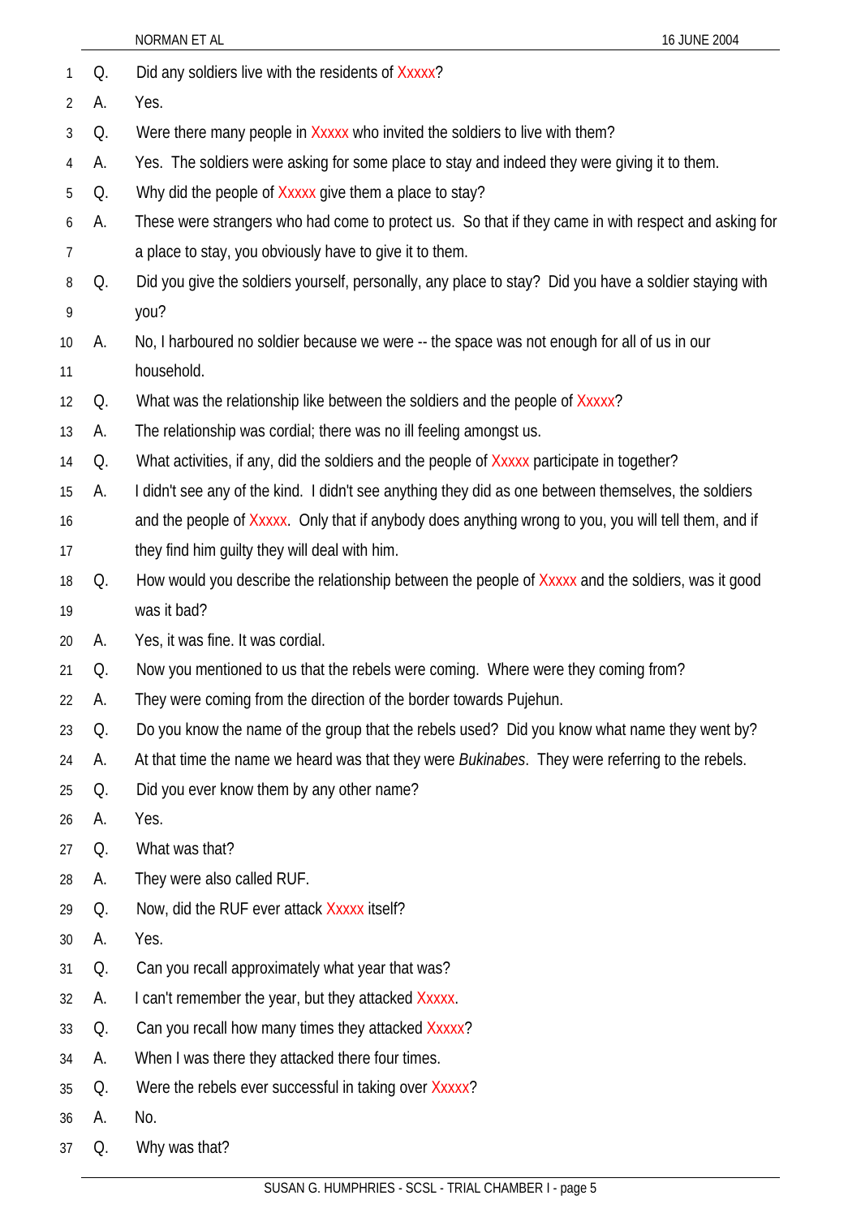Q. Did any soldiers live with the residents of Xxxxx?

A. Yes.

Q. Were there many people in Xxxxx who invited the soldiers to live with them?

A. Yes. The soldiers were asking for some place to stay and indeed they were giving it to them.

Q. Why did the people of Xxxxx give them a place to stay?

A. These were strangers who had come to protect us. So that if they came in with respect and asking for a place to stay, you obviously have to give it to them.

Q. Did you give the soldiers yourself, personally, any place to stay? Did you have a soldier staying with you?

A. No, I harboured no soldier because we were -- the space was not enough for all of us in our household.

Q. What was the relationship like between the soldiers and the people of Xxxxx?

A. The relationship was cordial; there was no ill feeling amongst us.

Q. What activities, if any, did the soldiers and the people of Xxxxx participate in together?

A. I didn't see any of the kind. I didn't see anything they did as one between themselves, the soldiers and the people of Xxxxx. Only that if anybody does anything wrong to you, you will tell them, and if they find him guilty they will deal with him.

Q. How would you describe the relationship between the people of Xxxxx and the soldiers, was it good was it bad?

A. Yes, it was fine. It was cordial.

Q. Now you mentioned to us that the rebels were coming. Where were they coming from?

A. They were coming from the direction of the border towards Pujehun.

Q. Do you know the name of the group that the rebels used? Did you know what name they went by?

A. At that time the name we heard was that they were *Bukinabes*. They were referring to the rebels.

Q. Did you ever know them by any other name?

A. Yes.

Q. What was that?

A. They were also called RUF.

Q. Now, did the RUF ever attack Xxxxx itself?

A. Yes.

Q. Can you recall approximately what year that was?

A. I can't remember the year, but they attacked Xxxxx.

Q. Can you recall how many times they attacked Xxxxx?

A. When I was there they attacked there four times.

Q. Were the rebels ever successful in taking over Xxxxx?

A. No.

Q. Why was that?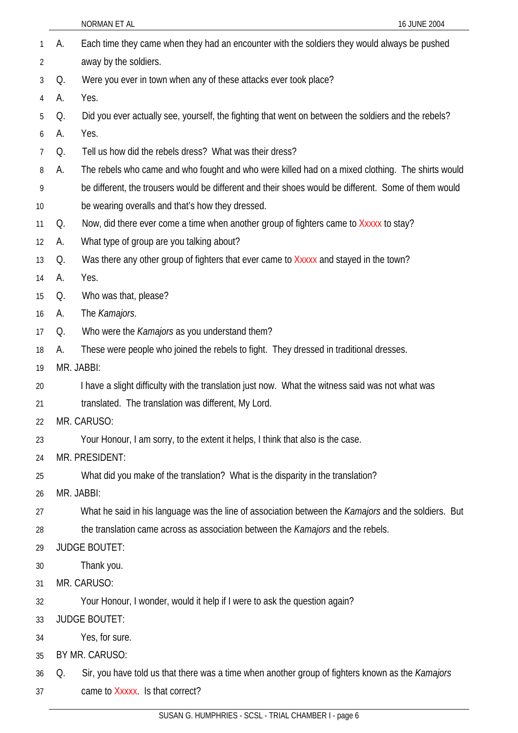A. Each time they came when they had an encounter with the soldiers they would always be pushed away by the soldiers.

Q. Were you ever in town when any of these attacks ever took place?

A. Yes.

Q. Did you ever actually see, yourself, the fighting that went on between the soldiers and the rebels?

A. Yes.

Q. Tell us how did the rebels dress? What was their dress?

A. The rebels who came and who fought and who were killed had on a mixed clothing. The shirts would be different, the trousers would be different and their shoes would be different. Some of them would be wearing overalls and that's how they dressed.

Q. Now, did there ever come a time when another group of fighters came to Xxxxx to stay?

A. What type of group are you talking about?

Q. Was there any other group of fighters that ever came to Xxxxx and stayed in the town?

A. Yes.

Q. Who was that, please?

A. The *Kamajors*.

Q. Who were the *Kamajors* as you understand them?

A. These were people who joined the rebels to fight. They dressed in traditional dresses.

MR. JABBI:

I have a slight difficulty with the translation just now. What the witness said was not what was translated. The translation was different, My Lord.

MR. CARUSO:

Your Honour, I am sorry, to the extent it helps, I think that also is the case.

MR. PRESIDENT:

What did you make of the translation? What is the disparity in the translation?

MR. JABBI:

What he said in his language was the line of association between the *Kamajors* and the soldiers. But the translation came across as association between the *Kamajors* and the rebels.

JUDGE BOUTET:

Thank you.

MR. CARUSO:

Your Honour, I wonder, would it help if I were to ask the question again?

JUDGE BOUTET:

Yes, for sure.

BY MR. CARUSO:

Q. Sir, you have told us that there was a time when another group of fighters known as the *Kamajors* came to Xxxxx. Is that correct?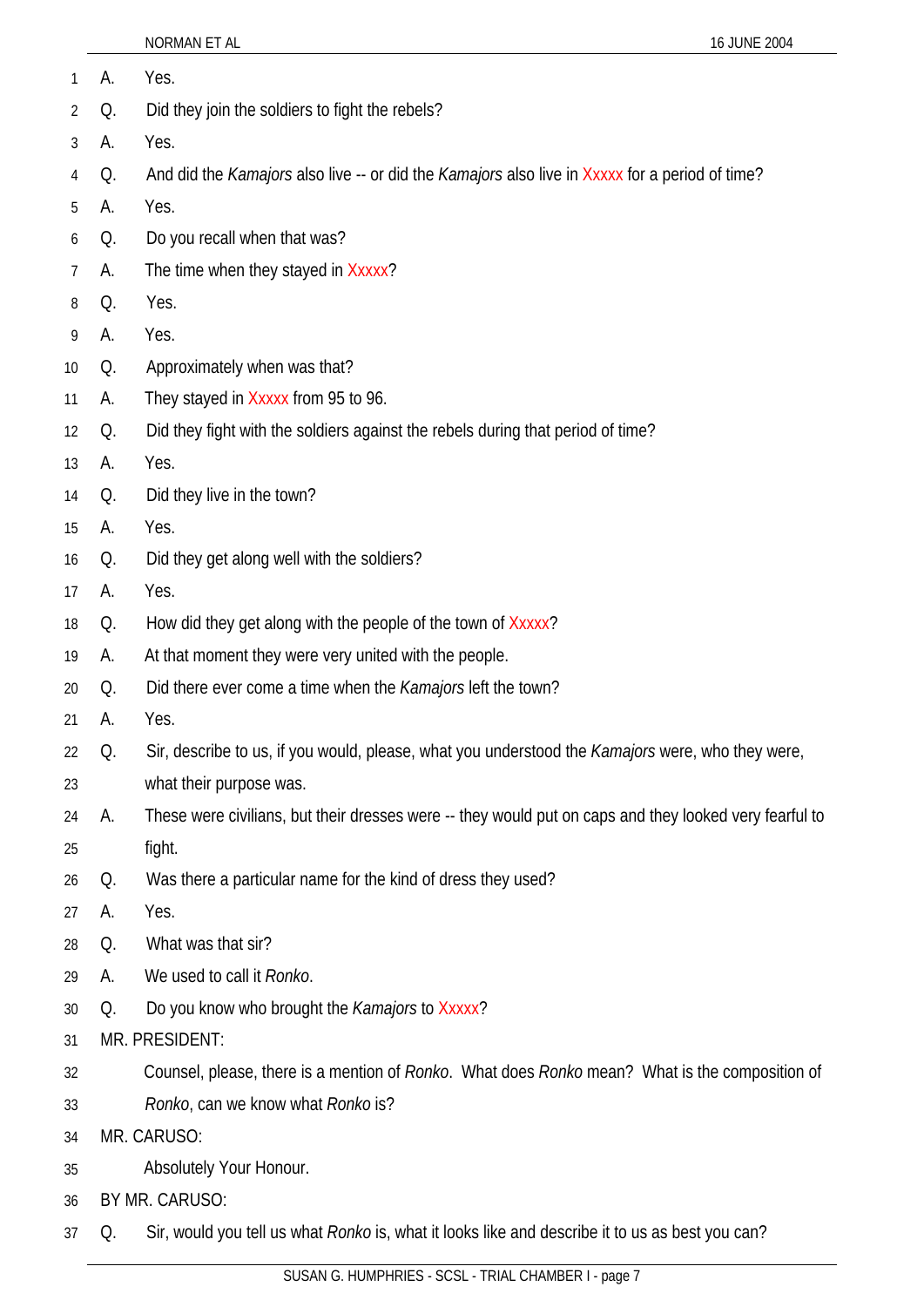1 A. Yes.

2 Q. Did they join the soldiers to fight the rebels?

3 A. Yes.

4 Q. And did the *Kamajors* also live -- or did the *Kamajors* also live in Xxxxx for a period of time?

5 A. Yes.

6 Q. Do you recall when that was?

7 A. The time when they stayed in Xxxxx?

8 Q. Yes.

9 A. Yes.

10 Q. Approximately when was that?

11 A. They stayed in Xxxxx from 95 to 96.

12 Q. Did they fight with the soldiers against the rebels during that period of time?

13 A. Yes.

14 Q. Did they live in the town?

15 A. Yes.

16 Q. Did they get along well with the soldiers?

17 A. Yes.

18 Q. How did they get along with the people of the town of Xxxxx?

19 A. At that moment they were very united with the people.

20 Q. Did there ever come a time when the *Kamajors* left the town?

21 A. Yes.

22 Q. Sir, describe to us, if you would, please, what you understood the *Kamajors* were, who they were,

23 what their purpose was.

24 A. These were civilians, but their dresses were -- they would put on caps and they looked very fearful to

25 fight.

26 Q. Was there a particular name for the kind of dress they used?

27 A. Yes.

28 Q. What was that sir?

29 A. We used to call it *Ronko*.

30 Q. Do you know who brought the *Kamajors* to Xxxxx?

31 MR. PRESIDENT:

32 Counsel, please, there is a mention of *Ronko*. What does *Ronko* mean? What is the composition of

33 *Ronko*, can we know what *Ronko* is?

34 MR. CARUSO:

35 Absolutely Your Honour.

36 BY MR. CARUSO:

37 Q. Sir, would you tell us what *Ronko* is, what it looks like and describe it to us as best you can?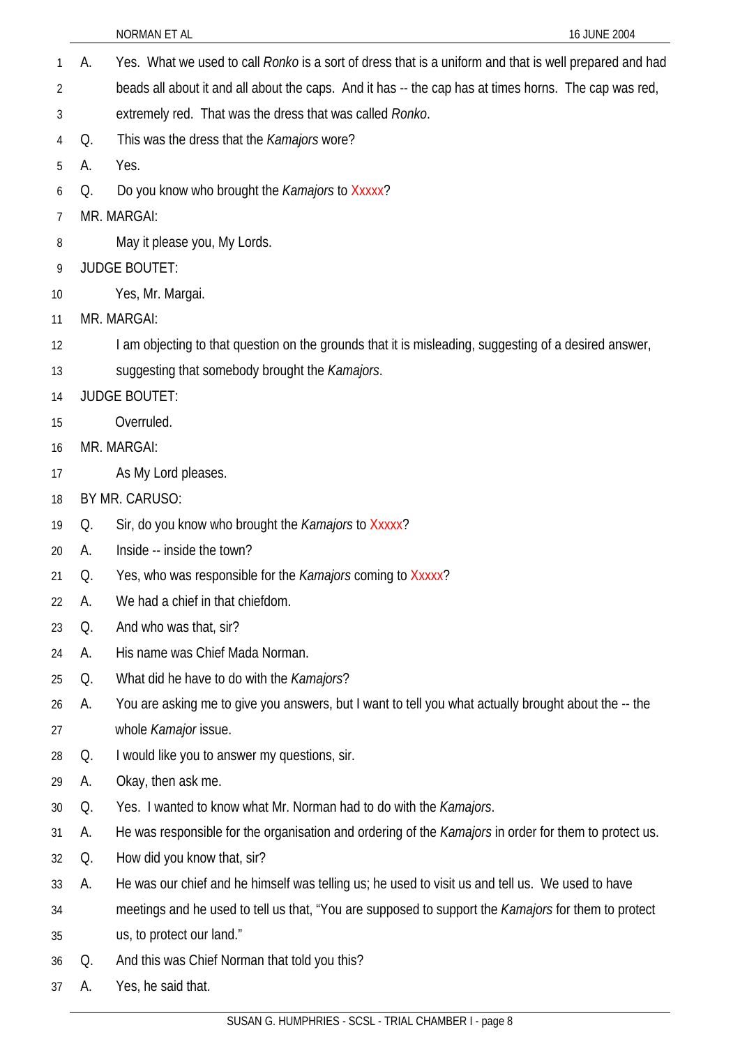A. Yes. What we used to call *Ronko* is a sort of dress that is a uniform and that is well prepared and had beads all about it and all about the caps. And it has -- the cap has at times horns. The cap was red, extremely red. That was the dress that was called *Ronko*.

Q. This was the dress that the *Kamajors* wore?

A. Yes.

Q. Do you know who brought the *Kamajors* to Xxxxx?

MR. MARGAI:

May it please you, My Lords.

JUDGE BOUTET:

Yes, Mr. Margai.

MR. MARGAI:

I am objecting to that question on the grounds that it is misleading, suggesting of a desired answer, suggesting that somebody brought the *Kamajors*.

JUDGE BOUTET:

Overruled.

MR. MARGAI:

As My Lord pleases.

BY MR. CARUSO:

Q. Sir, do you know who brought the *Kamajors* to Xxxxx?

A. Inside -- inside the town?

Q. Yes, who was responsible for the *Kamajors* coming to Xxxxx?

A. We had a chief in that chiefdom.

Q. And who was that, sir?

A. His name was Chief Mada Norman.

Q. What did he have to do with the *Kamajors*?

A. You are asking me to give you answers, but I want to tell you what actually brought about the -- the whole *Kamajor* issue.

Q. I would like you to answer my questions, sir.

A. Okay, then ask me.

Q. Yes. I wanted to know what Mr. Norman had to do with the *Kamajors*.

A. He was responsible for the organisation and ordering of the *Kamajors* in order for them to protect us.

Q. How did you know that, sir?

A. He was our chief and he himself was telling us; he used to visit us and tell us. We used to have meetings and he used to tell us that, "You are supposed to support the *Kamajors* for them to protect us, to protect our land."

Q. And this was Chief Norman that told you this?

A. Yes, he said that.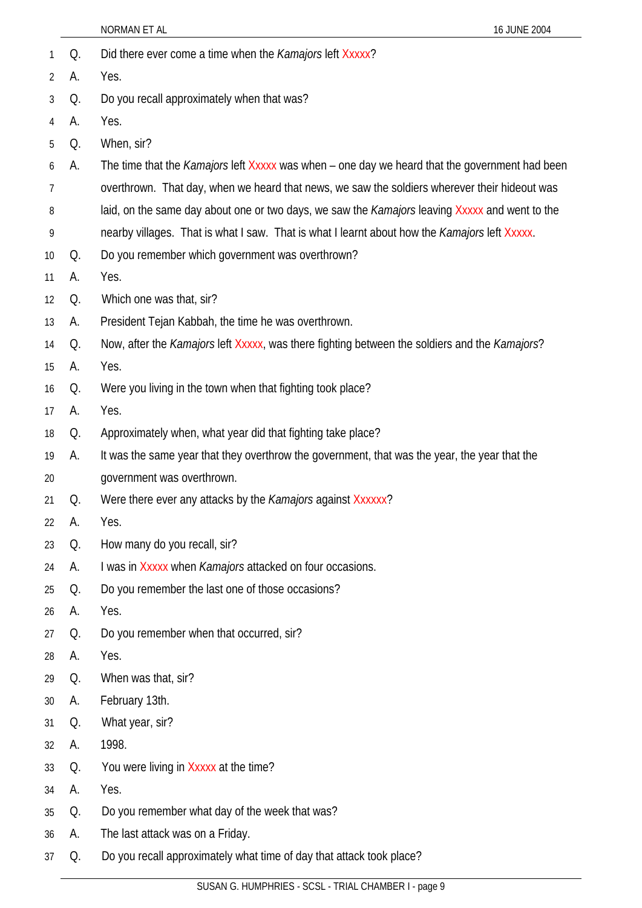Q. Did there ever come a time when the *Kamajors* left Xxxxx?

A. Yes.

Q. Do you recall approximately when that was?

A. Yes.

Q. When, sir?

A. The time that the *Kamajors* left Xxxxx was when – one day we heard that the government had been overthrown. That day, when we heard that news, we saw the soldiers wherever their hideout was laid, on the same day about one or two days, we saw the *Kamajors* leaving Xxxxx and went to the nearby villages. That is what I saw. That is what I learnt about how the *Kamajors* left Xxxxx.

Q. Do you remember which government was overthrown?

A. Yes.

Q. Which one was that, sir?

A. President Tejan Kabbah, the time he was overthrown.

Q. Now, after the *Kamajors* left Xxxxx, was there fighting between the soldiers and the *Kamajors*?

A. Yes.

Q. Were you living in the town when that fighting took place?

A. Yes.

Q. Approximately when, what year did that fighting take place?

A. It was the same year that they overthrow the government, that was the year, the year that the government was overthrown.

Q. Were there ever any attacks by the *Kamajors* against Xxxxxx?

A. Yes.

Q. How many do you recall, sir?

A. I was in Xxxxx when *Kamajors* attacked on four occasions.

Q. Do you remember the last one of those occasions?

A. Yes.

Q. Do you remember when that occurred, sir?

A. Yes.

Q. When was that, sir?

A. February 13th.

Q. What year, sir?

A. 1998.

Q. You were living in Xxxxx at the time?

A. Yes.

Q. Do you remember what day of the week that was?

A. The last attack was on a Friday.

Q. Do you recall approximately what time of day that attack took place?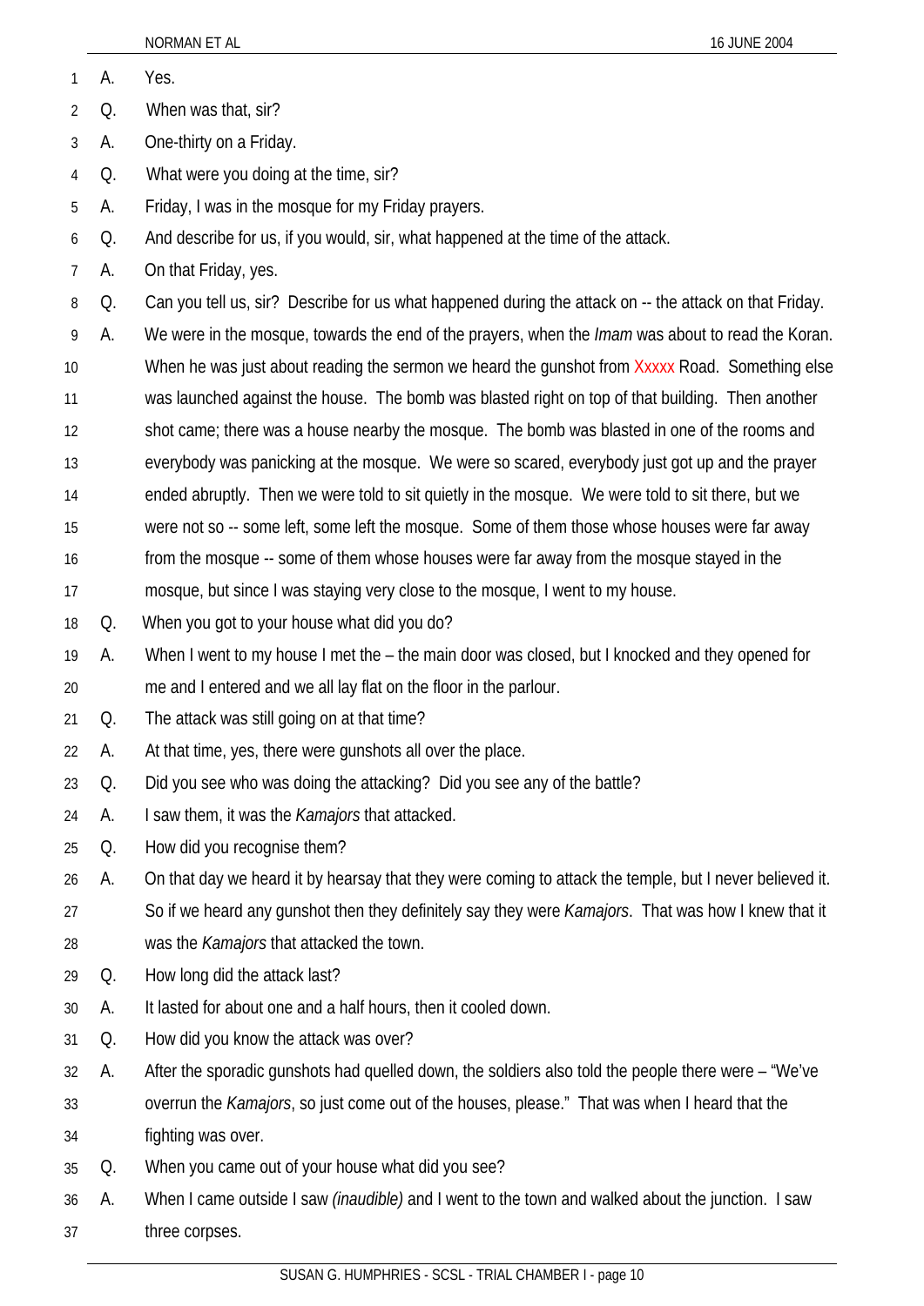A. Yes.

Q. When was that, sir?

A. One-thirty on a Friday.

Q. What were you doing at the time, sir?

A. Friday, I was in the mosque for my Friday prayers.

Q. And describe for us, if you would, sir, what happened at the time of the attack.

A. On that Friday, yes.

Q. Can you tell us, sir? Describe for us what happened during the attack on -- the attack on that Friday.

A. We were in the mosque, towards the end of the prayers, when the *Imam* was about to read the Koran. When he was just about reading the sermon we heard the gunshot from Xxxxx Road. Something else was launched against the house. The bomb was blasted right on top of that building. Then another shot came; there was a house nearby the mosque. The bomb was blasted in one of the rooms and everybody was panicking at the mosque. We were so scared, everybody just got up and the prayer ended abruptly. Then we were told to sit quietly in the mosque. We were told to sit there, but we were not so -- some left, some left the mosque. Some of them those whose houses were far away from the mosque -- some of them whose houses were far away from the mosque stayed in the mosque, but since I was staying very close to the mosque, I went to my house.

Q. When you got to your house what did you do?

A. When I went to my house I met the – the main door was closed, but I knocked and they opened for me and I entered and we all lay flat on the floor in the parlour.

Q. The attack was still going on at that time?

A. At that time, yes, there were gunshots all over the place.

Q. Did you see who was doing the attacking? Did you see any of the battle?

A. I saw them, it was the *Kamajors* that attacked.

Q. How did you recognise them?

A. On that day we heard it by hearsay that they were coming to attack the temple, but I never believed it. So if we heard any gunshot then they definitely say they were *Kamajors*. That was how I knew that it was the *Kamajors* that attacked the town.

Q. How long did the attack last?

A. It lasted for about one and a half hours, then it cooled down.

Q. How did you know the attack was over?

A. After the sporadic gunshots had quelled down, the soldiers also told the people there were – "We've overrun the *Kamajors*, so just come out of the houses, please." That was when I heard that the fighting was over.

Q. When you came out of your house what did you see?

A. When I came outside I saw *(inaudible)* and I went to the town and walked about the junction. I saw three corpses.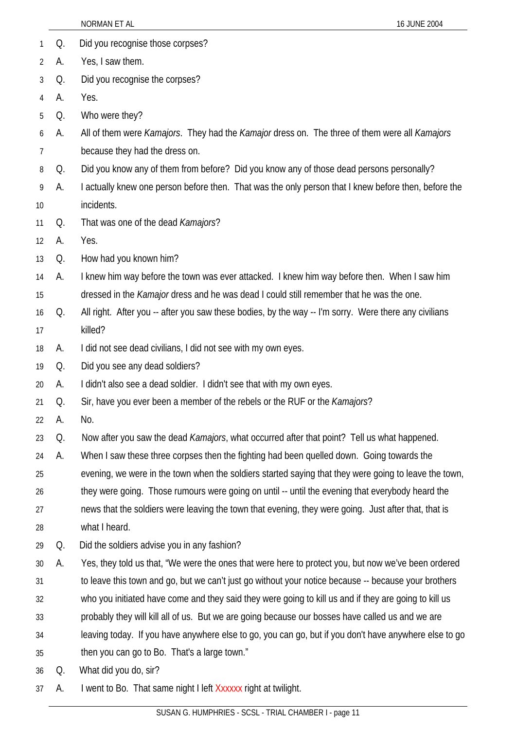Q. Did you recognise those corpses?

A. Yes, I saw them.

Q. Did you recognise the corpses?

A. Yes.

Q. Who were they?

A. All of them were *Kamajors*. They had the *Kamajor* dress on. The three of them were all *Kamajors* because they had the dress on.

Q. Did you know any of them from before? Did you know any of those dead persons personally?

A. I actually knew one person before then. That was the only person that I knew before then, before the incidents.

Q. That was one of the dead *Kamajors*?

A. Yes.

Q. How had you known him?

A. I knew him way before the town was ever attacked. I knew him way before then. When I saw him dressed in the *Kamajor* dress and he was dead I could still remember that he was the one.

Q. All right. After you -- after you saw these bodies, by the way -- I'm sorry. Were there any civilians killed?

A. I did not see dead civilians, I did not see with my own eyes.

Q. Did you see any dead soldiers?

A. I didn't also see a dead soldier. I didn't see that with my own eyes.

Q. Sir, have you ever been a member of the rebels or the RUF or the *Kamajors*?

A. No.

Q. Now after you saw the dead *Kamajors*, what occurred after that point? Tell us what happened.

A. When I saw these three corpses then the fighting had been quelled down. Going towards the evening, we were in the town when the soldiers started saying that they were going to leave the town, they were going. Those rumours were going on until -- until the evening that everybody heard the news that the soldiers were leaving the town that evening, they were going. Just after that, that is what I heard.

Q. Did the soldiers advise you in any fashion?

A. Yes, they told us that, "We were the ones that were here to protect you, but now we've been ordered to leave this town and go, but we can't just go without your notice because -- because your brothers who you initiated have come and they said they were going to kill us and if they are going to kill us probably they will kill all of us. But we are going because our bosses have called us and we are leaving today. If you have anywhere else to go, you can go, but if you don't have anywhere else to go then you can go to Bo. That's a large town."

Q. What did you do, sir?

A. I went to Bo. That same night I left Xxxxxx right at twilight.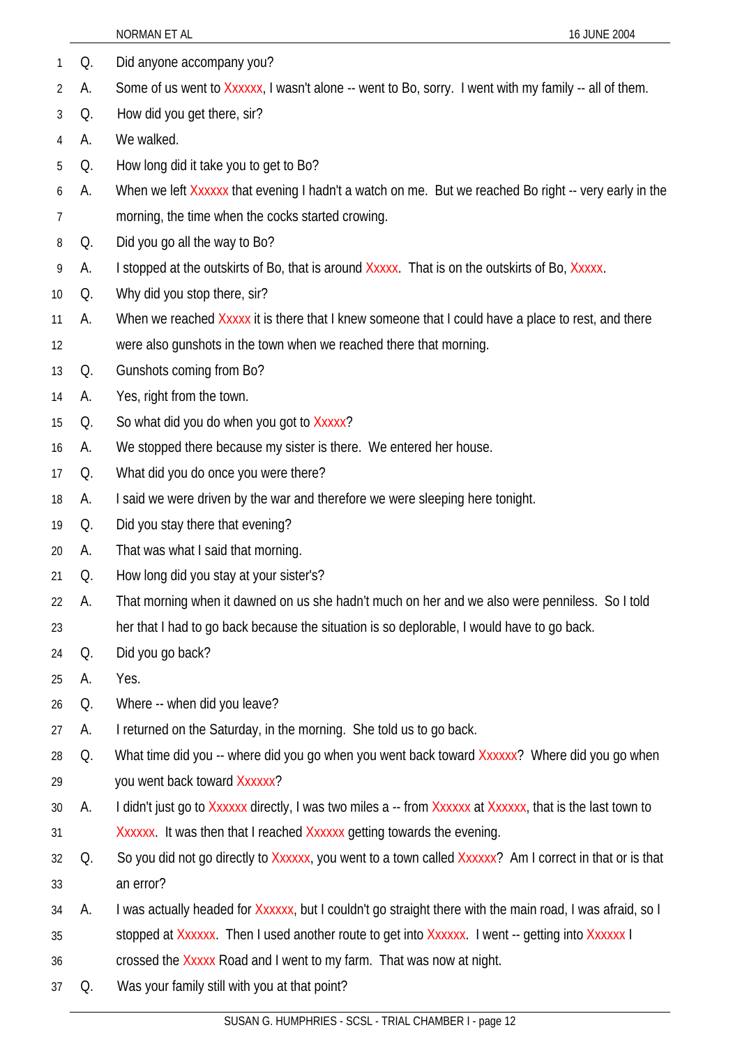1 Q. Did anyone accompany you?

2 A. Some of us went to Xxxxxx, I wasn't alone -- went to Bo, sorry. I went with my family -- all of them.

3 Q. How did you get there, sir?

4 A. We walked.

5 Q. How long did it take you to get to Bo?

6 A. When we left Xxxxxx that evening I hadn't a watch on me. But we reached Bo right -- very early in the
7 morning, the time when the cocks started crowing.

8 Q. Did you go all the way to Bo?

9 A. I stopped at the outskirts of Bo, that is around Xxxxx. That is on the outskirts of Bo, Xxxxx.

10 Q. Why did you stop there, sir?

11 A. When we reached Xxxxx it is there that I knew someone that I could have a place to rest, and there
12 were also gunshots in the town when we reached there that morning.

13 Q. Gunshots coming from Bo?

14 A. Yes, right from the town.

15 Q. So what did you do when you got to Xxxxx?

16 A. We stopped there because my sister is there. We entered her house.

17 Q. What did you do once you were there?

18 A. I said we were driven by the war and therefore we were sleeping here tonight.

19 Q. Did you stay there that evening?

20 A. That was what I said that morning.

21 Q. How long did you stay at your sister's?

22 A. That morning when it dawned on us she hadn't much on her and we also were penniless. So I told
23 her that I had to go back because the situation is so deplorable, I would have to go back.

24 Q. Did you go back?

25 A. Yes.

26 Q. Where -- when did you leave?

27 A. I returned on the Saturday, in the morning. She told us to go back.

28 Q. What time did you -- where did you go when you went back toward Xxxxxx? Where did you go when
29 you went back toward Xxxxxx?

30 A. I didn't just go to Xxxxxx directly, I was two miles a -- from Xxxxxx at Xxxxxx, that is the last town to
31 Xxxxxx. It was then that I reached Xxxxxx getting towards the evening.

32 Q. So you did not go directly to Xxxxxx, you went to a town called Xxxxxx? Am I correct in that or is that
33 an error?

34 A. I was actually headed for Xxxxxx, but I couldn't go straight there with the main road, I was afraid, so I
35 stopped at Xxxxxx. Then I used another route to get into Xxxxxx. I went -- getting into Xxxxxx I
36 crossed the Xxxxx Road and I went to my farm. That was now at night.

37 Q. Was your family still with you at that point?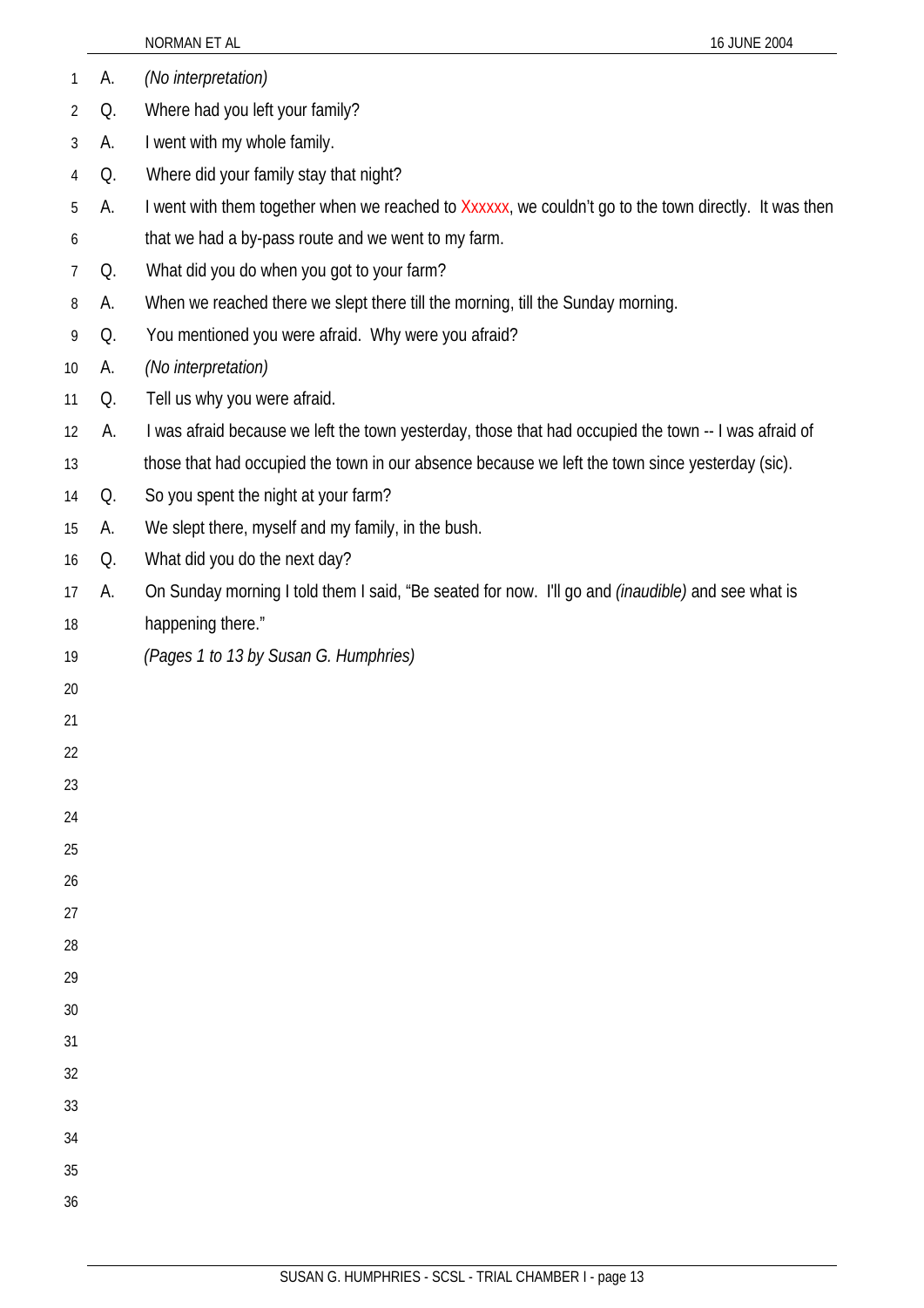A. *(No interpretation)*

Q. Where had you left your family?

A. I went with my whole family.

Q. Where did your family stay that night?

A. I went with them together when we reached to Xxxxxx, we couldn't go to the town directly. It was then that we had a by-pass route and we went to my farm.

Q. What did you do when you got to your farm?

A. When we reached there we slept there till the morning, till the Sunday morning.

Q. You mentioned you were afraid. Why were you afraid?

A. *(No interpretation)*

Q. Tell us why you were afraid.

A. I was afraid because we left the town yesterday, those that had occupied the town -- I was afraid of those that had occupied the town in our absence because we left the town since yesterday (sic).

Q. So you spent the night at your farm?

A. We slept there, myself and my family, in the bush.

Q. What did you do the next day?

A. On Sunday morning I told them I said, "Be seated for now. I'll go and *(inaudible)* and see what is happening there."

*(Pages 1 to 13 by Susan G. Humphries)*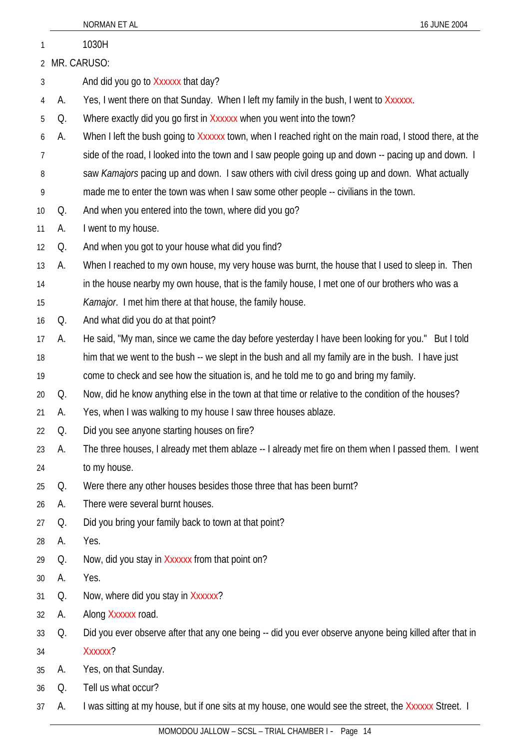1030H

MR. CARUSO:

And did you go to Xxxxxx that day?

A. Yes, I went there on that Sunday. When I left my family in the bush, I went to Xxxxxx.

Q. Where exactly did you go first in Xxxxxx when you went into the town?

A. When I left the bush going to Xxxxxx town, when I reached right on the main road, I stood there, at the side of the road, I looked into the town and I saw people going up and down -- pacing up and down. I saw *Kamajors* pacing up and down. I saw others with civil dress going up and down. What actually made me to enter the town was when I saw some other people -- civilians in the town.

Q. And when you entered into the town, where did you go?

A. I went to my house.

Q. And when you got to your house what did you find?

A. When I reached to my own house, my very house was burnt, the house that I used to sleep in. Then in the house nearby my own house, that is the family house, I met one of our brothers who was a *Kamajor*. I met him there at that house, the family house.

Q. And what did you do at that point?

A. He said, "My man, since we came the day before yesterday I have been looking for you." But I told him that we went to the bush -- we slept in the bush and all my family are in the bush. I have just come to check and see how the situation is, and he told me to go and bring my family.

Q. Now, did he know anything else in the town at that time or relative to the condition of the houses?

A. Yes, when I was walking to my house I saw three houses ablaze.

Q. Did you see anyone starting houses on fire?

A. The three houses, I already met them ablaze -- I already met fire on them when I passed them. I went to my house.

Q. Were there any other houses besides those three that has been burnt?

A. There were several burnt houses.

Q. Did you bring your family back to town at that point?

A. Yes.

Q. Now, did you stay in Xxxxxx from that point on?

A. Yes.

Q. Now, where did you stay in Xxxxxx?

A. Along Xxxxxx road.

Q. Did you ever observe after that any one being -- did you ever observe anyone being killed after that in Xxxxxx?

A. Yes, on that Sunday.

Q. Tell us what occur?

A. I was sitting at my house, but if one sits at my house, one would see the street, the Xxxxxx Street. I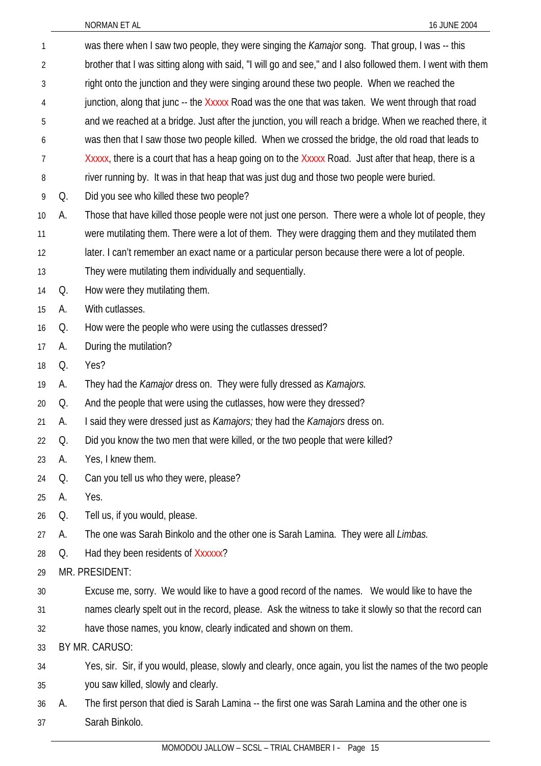was there when I saw two people, they were singing the *Kamajor* song. That group, I was -- this brother that I was sitting along with said, "I will go and see," and I also followed them. I went with them right onto the junction and they were singing around these two people. When we reached the junction, along that junc -- the Xxxxx Road was the one that was taken. We went through that road and we reached at a bridge. Just after the junction, you will reach a bridge. When we reached there, it was then that I saw those two people killed. When we crossed the bridge, the old road that leads to Xxxxx, there is a court that has a heap going on to the Xxxxx Road. Just after that heap, there is a river running by. It was in that heap that was just dug and those two people were buried.

Q. Did you see who killed these two people?

A. Those that have killed those people were not just one person. There were a whole lot of people, they were mutilating them. There were a lot of them. They were dragging them and they mutilated them later. I can't remember an exact name or a particular person because there were a lot of people. They were mutilating them individually and sequentially.

Q. How were they mutilating them.

A. With cutlasses.

Q. How were the people who were using the cutlasses dressed?

A. During the mutilation?

Q. Yes?

A. They had the *Kamajor* dress on. They were fully dressed as *Kamajors.*

Q. And the people that were using the cutlasses, how were they dressed?

A. I said they were dressed just as *Kamajors;* they had the *Kamajors* dress on.

Q. Did you know the two men that were killed, or the two people that were killed?

A. Yes, I knew them.

Q. Can you tell us who they were, please?

A. Yes.

Q. Tell us, if you would, please.

A. The one was Sarah Binkolo and the other one is Sarah Lamina. They were all *Limbas.*

Q. Had they been residents of Xxxxxx?

MR. PRESIDENT:

Excuse me, sorry. We would like to have a good record of the names. We would like to have the names clearly spelt out in the record, please. Ask the witness to take it slowly so that the record can have those names, you know, clearly indicated and shown on them.

BY MR. CARUSO:

Yes, sir. Sir, if you would, please, slowly and clearly, once again, you list the names of the two people you saw killed, slowly and clearly.

A. The first person that died is Sarah Lamina -- the first one was Sarah Lamina and the other one is Sarah Binkolo.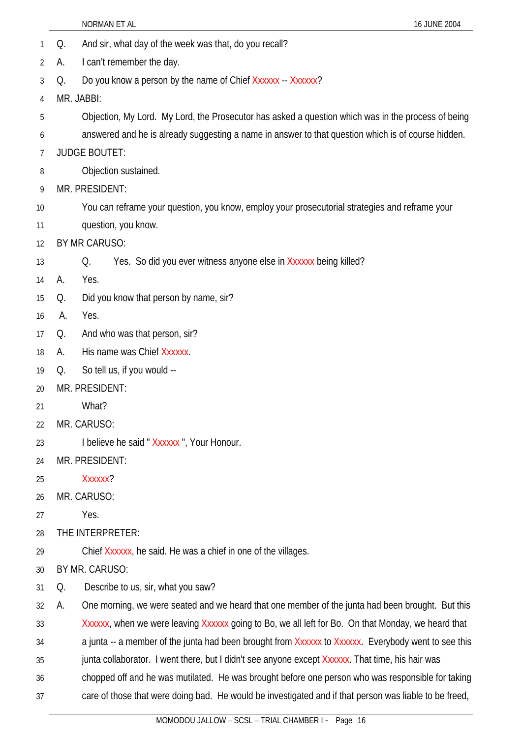Q. And sir, what day of the week was that, do you recall?

A. I can't remember the day.

Q. Do you know a person by the name of Chief Xxxxxx -- Xxxxxx?

MR. JABBI:

Objection, My Lord. My Lord, the Prosecutor has asked a question which was in the process of being answered and he is already suggesting a name in answer to that question which is of course hidden.

JUDGE BOUTET:

Objection sustained.

MR. PRESIDENT:

You can reframe your question, you know, employ your prosecutorial strategies and reframe your question, you know.

BY MR CARUSO:

Q. Yes. So did you ever witness anyone else in Xxxxxx being killed?

A. Yes.

Q. Did you know that person by name, sir?

A. Yes.

Q. And who was that person, sir?

A. His name was Chief Xxxxxx.

Q. So tell us, if you would --

MR. PRESIDENT:

What?

MR. CARUSO:

I believe he said " Xxxxxx ", Your Honour.

MR. PRESIDENT:

Xxxxxx?

MR. CARUSO:

Yes.

THE INTERPRETER:

Chief Xxxxxx, he said. He was a chief in one of the villages.

BY MR. CARUSO:

Q. Describe to us, sir, what you saw?

A. One morning, we were seated and we heard that one member of the junta had been brought. But this Xxxxxx, when we were leaving Xxxxxx going to Bo, we all left for Bo. On that Monday, we heard that a junta -- a member of the junta had been brought from Xxxxxx to Xxxxxx. Everybody went to see this junta collaborator. I went there, but I didn't see anyone except Xxxxxx. That time, his hair was chopped off and he was mutilated. He was brought before one person who was responsible for taking care of those that were doing bad. He would be investigated and if that person was liable to be freed,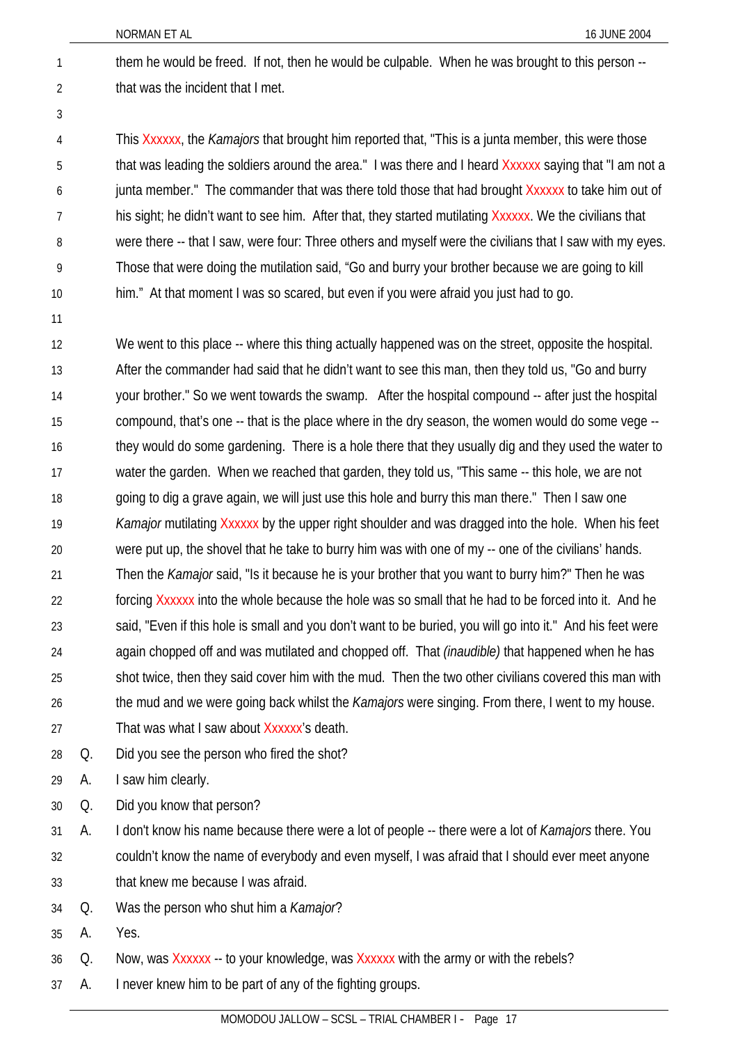them he would be freed. If not, then he would be culpable. When he was brought to this person -- that was the incident that I met.

This Xxxxxx, the *Kamajors* that brought him reported that, "This is a junta member, this were those that was leading the soldiers around the area." I was there and I heard Xxxxxx saying that "I am not a junta member." The commander that was there told those that had brought Xxxxxx to take him out of his sight; he didn't want to see him. After that, they started mutilating Xxxxxx. We the civilians that were there -- that I saw, were four: Three others and myself were the civilians that I saw with my eyes. Those that were doing the mutilation said, "Go and burry your brother because we are going to kill him." At that moment I was so scared, but even if you were afraid you just had to go.

We went to this place -- where this thing actually happened was on the street, opposite the hospital. After the commander had said that he didn't want to see this man, then they told us, "Go and burry your brother." So we went towards the swamp. After the hospital compound -- after just the hospital compound, that's one -- that is the place where in the dry season, the women would do some vege -- they would do some gardening. There is a hole there that they usually dig and they used the water to water the garden. When we reached that garden, they told us, "This same -- this hole, we are not going to dig a grave again, we will just use this hole and burry this man there." Then I saw one *Kamajor* mutilating Xxxxxx by the upper right shoulder and was dragged into the hole. When his feet were put up, the shovel that he take to burry him was with one of my -- one of the civilians' hands. Then the *Kamajor* said, "Is it because he is your brother that you want to burry him?" Then he was forcing Xxxxxx into the whole because the hole was so small that he had to be forced into it. And he said, "Even if this hole is small and you don't want to be buried, you will go into it." And his feet were again chopped off and was mutilated and chopped off. That *(inaudible)* that happened when he has shot twice, then they said cover him with the mud. Then the two other civilians covered this man with the mud and we were going back whilst the *Kamajors* were singing. From there, I went to my house. That was what I saw about Xxxxxx's death.

Q. Did you see the person who fired the shot?

A. I saw him clearly.

Q. Did you know that person?

A. I don't know his name because there were a lot of people -- there were a lot of *Kamajors* there. You couldn't know the name of everybody and even myself, I was afraid that I should ever meet anyone that knew me because I was afraid.

Q. Was the person who shut him a *Kamajor*?

A. Yes.

Q. Now, was Xxxxxx -- to your knowledge, was Xxxxxx with the army or with the rebels?

A. I never knew him to be part of any of the fighting groups.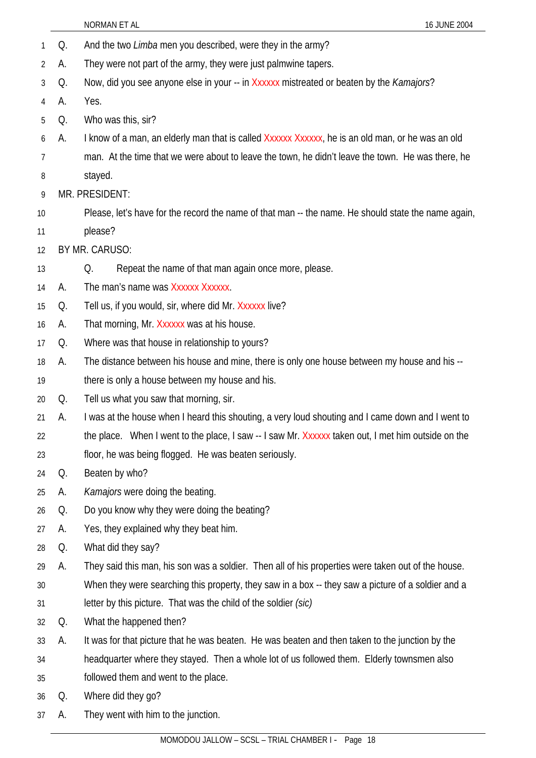Q. And the two *Limba* men you described, were they in the army?

A. They were not part of the army, they were just palmwine tapers.

Q. Now, did you see anyone else in your -- in Xxxxxx mistreated or beaten by the *Kamajors*?

A. Yes.

Q. Who was this, sir?

A. I know of a man, an elderly man that is called Xxxxxx Xxxxxx, he is an old man, or he was an old man. At the time that we were about to leave the town, he didn't leave the town. He was there, he stayed.

MR. PRESIDENT:

Please, let's have for the record the name of that man -- the name. He should state the name again, please?

BY MR. CARUSO:

Q. Repeat the name of that man again once more, please.

A. The man's name was Xxxxxx Xxxxxx.

Q. Tell us, if you would, sir, where did Mr. Xxxxxx live?

A. That morning, Mr. Xxxxxx was at his house.

Q. Where was that house in relationship to yours?

A. The distance between his house and mine, there is only one house between my house and his -- there is only a house between my house and his.

Q. Tell us what you saw that morning, sir.

A. I was at the house when I heard this shouting, a very loud shouting and I came down and I went to the place. When I went to the place, I saw -- I saw Mr. Xxxxxx taken out, I met him outside on the floor, he was being flogged. He was beaten seriously.

Q. Beaten by who?

A. *Kamajors* were doing the beating.

Q. Do you know why they were doing the beating?

A. Yes, they explained why they beat him.

Q. What did they say?

A. They said this man, his son was a soldier. Then all of his properties were taken out of the house. When they were searching this property, they saw in a box -- they saw a picture of a soldier and a letter by this picture. That was the child of the soldier *(sic)*

Q. What the happened then?

A. It was for that picture that he was beaten. He was beaten and then taken to the junction by the headquarter where they stayed. Then a whole lot of us followed them. Elderly townsmen also followed them and went to the place.

Q. Where did they go?

A. They went with him to the junction.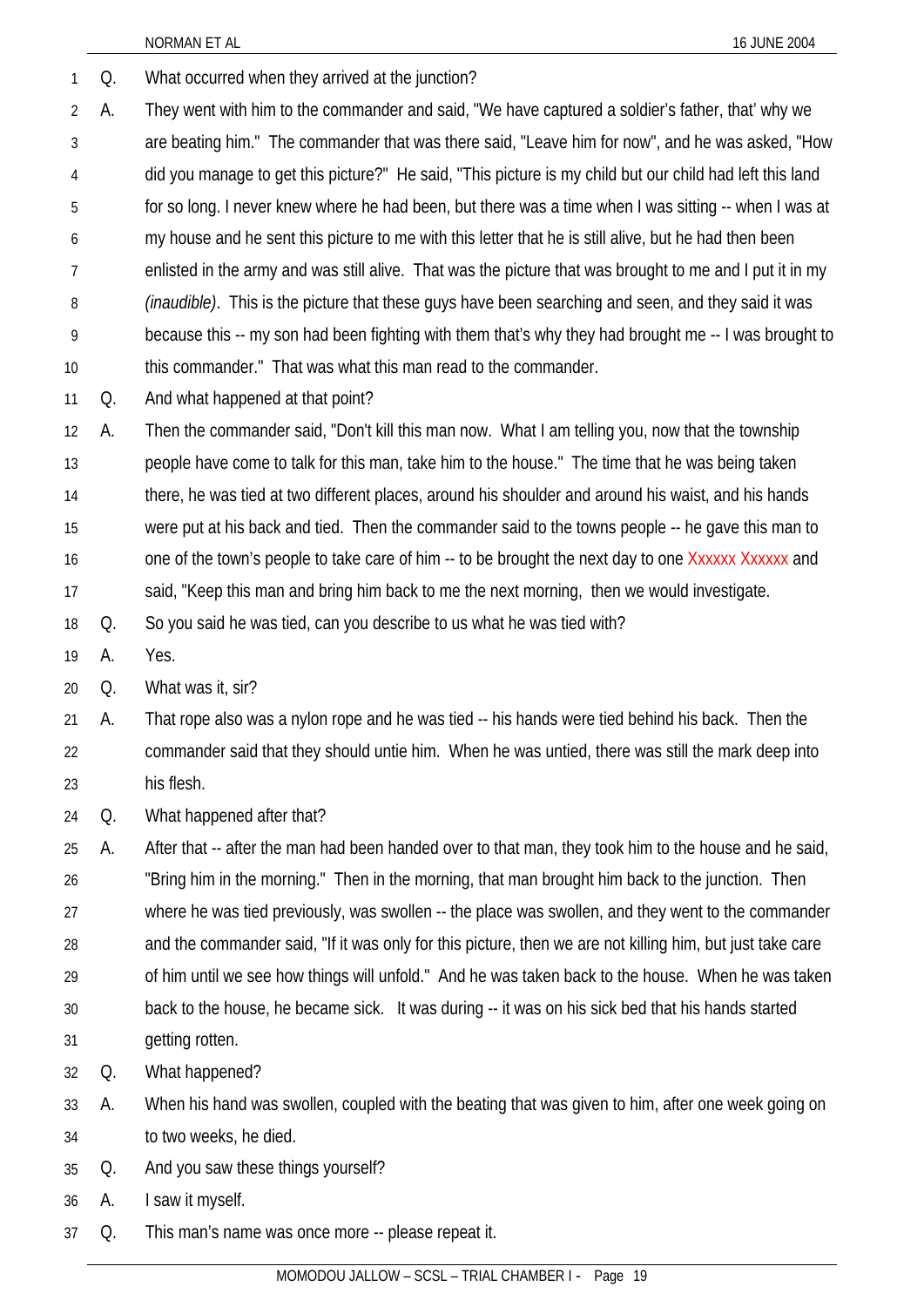Q. What occurred when they arrived at the junction?

A. They went with him to the commander and said, "We have captured a soldier's father, that' why we are beating him." The commander that was there said, "Leave him for now", and he was asked, "How did you manage to get this picture?" He said, "This picture is my child but our child had left this land for so long. I never knew where he had been, but there was a time when I was sitting -- when I was at my house and he sent this picture to me with this letter that he is still alive, but he had then been enlisted in the army and was still alive. That was the picture that was brought to me and I put it in my *(inaudible)*. This is the picture that these guys have been searching and seen, and they said it was because this -- my son had been fighting with them that's why they had brought me -- I was brought to this commander." That was what this man read to the commander.

Q. And what happened at that point?

A. Then the commander said, "Don't kill this man now. What I am telling you, now that the township people have come to talk for this man, take him to the house." The time that he was being taken there, he was tied at two different places, around his shoulder and around his waist, and his hands were put at his back and tied. Then the commander said to the towns people -- he gave this man to one of the town's people to take care of him -- to be brought the next day to one Xxxxxx Xxxxxx and said, "Keep this man and bring him back to me the next morning, then we would investigate.

Q. So you said he was tied, can you describe to us what he was tied with?

A. Yes.

Q. What was it, sir?

A. That rope also was a nylon rope and he was tied -- his hands were tied behind his back. Then the commander said that they should untie him. When he was untied, there was still the mark deep into his flesh.

Q. What happened after that?

A. After that -- after the man had been handed over to that man, they took him to the house and he said, "Bring him in the morning." Then in the morning, that man brought him back to the junction. Then where he was tied previously, was swollen -- the place was swollen, and they went to the commander and the commander said, "If it was only for this picture, then we are not killing him, but just take care of him until we see how things will unfold." And he was taken back to the house. When he was taken back to the house, he became sick. It was during -- it was on his sick bed that his hands started getting rotten.

Q. What happened?

A. When his hand was swollen, coupled with the beating that was given to him, after one week going on to two weeks, he died.

Q. And you saw these things yourself?

A. I saw it myself.

Q. This man's name was once more -- please repeat it.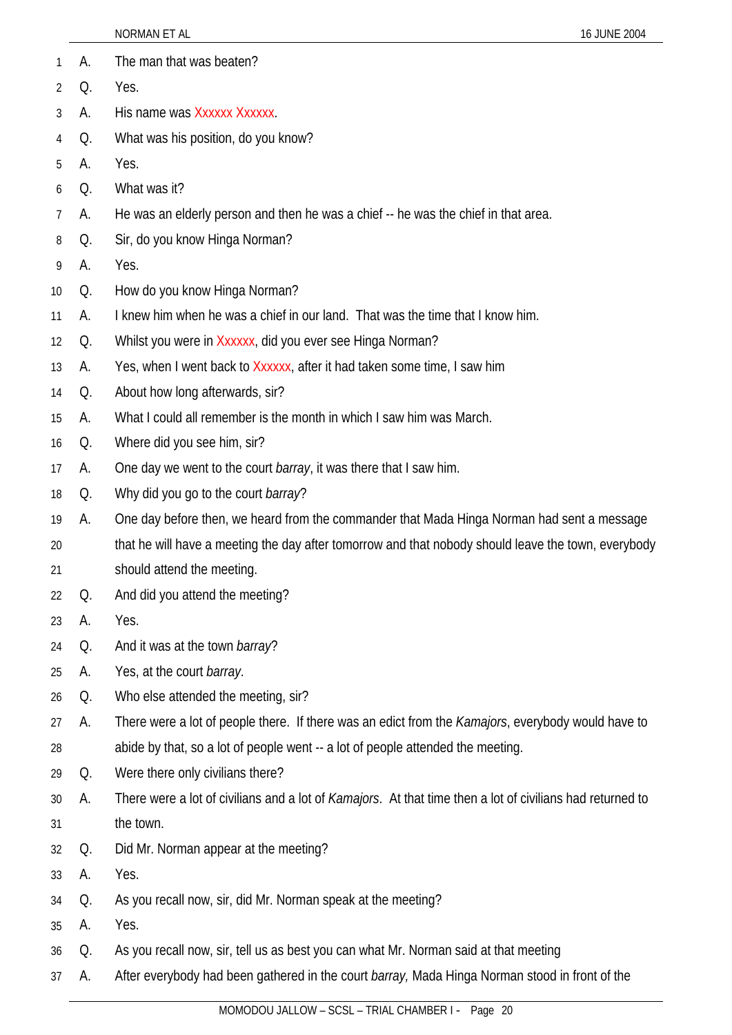A. The man that was beaten?

Q. Yes.

A. His name was Xxxxxx Xxxxxx.

Q. What was his position, do you know?

A. Yes.

Q. What was it?

A. He was an elderly person and then he was a chief -- he was the chief in that area.

Q. Sir, do you know Hinga Norman?

A. Yes.

Q. How do you know Hinga Norman?

A. I knew him when he was a chief in our land. That was the time that I know him.

Q. Whilst you were in Xxxxxx, did you ever see Hinga Norman?

A. Yes, when I went back to Xxxxxx, after it had taken some time, I saw him

Q. About how long afterwards, sir?

A. What I could all remember is the month in which I saw him was March.

Q. Where did you see him, sir?

A. One day we went to the court *barray*, it was there that I saw him.

Q. Why did you go to the court *barray*?

A. One day before then, we heard from the commander that Mada Hinga Norman had sent a message that he will have a meeting the day after tomorrow and that nobody should leave the town, everybody should attend the meeting.

Q. And did you attend the meeting?

A. Yes.

Q. And it was at the town *barray*?

A. Yes, at the court *barray*.

Q. Who else attended the meeting, sir?

A. There were a lot of people there. If there was an edict from the *Kamajors*, everybody would have to abide by that, so a lot of people went -- a lot of people attended the meeting.

Q. Were there only civilians there?

A. There were a lot of civilians and a lot of *Kamajors*. At that time then a lot of civilians had returned to the town.

Q. Did Mr. Norman appear at the meeting?

A. Yes.

Q. As you recall now, sir, did Mr. Norman speak at the meeting?

A. Yes.

Q. As you recall now, sir, tell us as best you can what Mr. Norman said at that meeting

A. After everybody had been gathered in the court *barray,* Mada Hinga Norman stood in front of the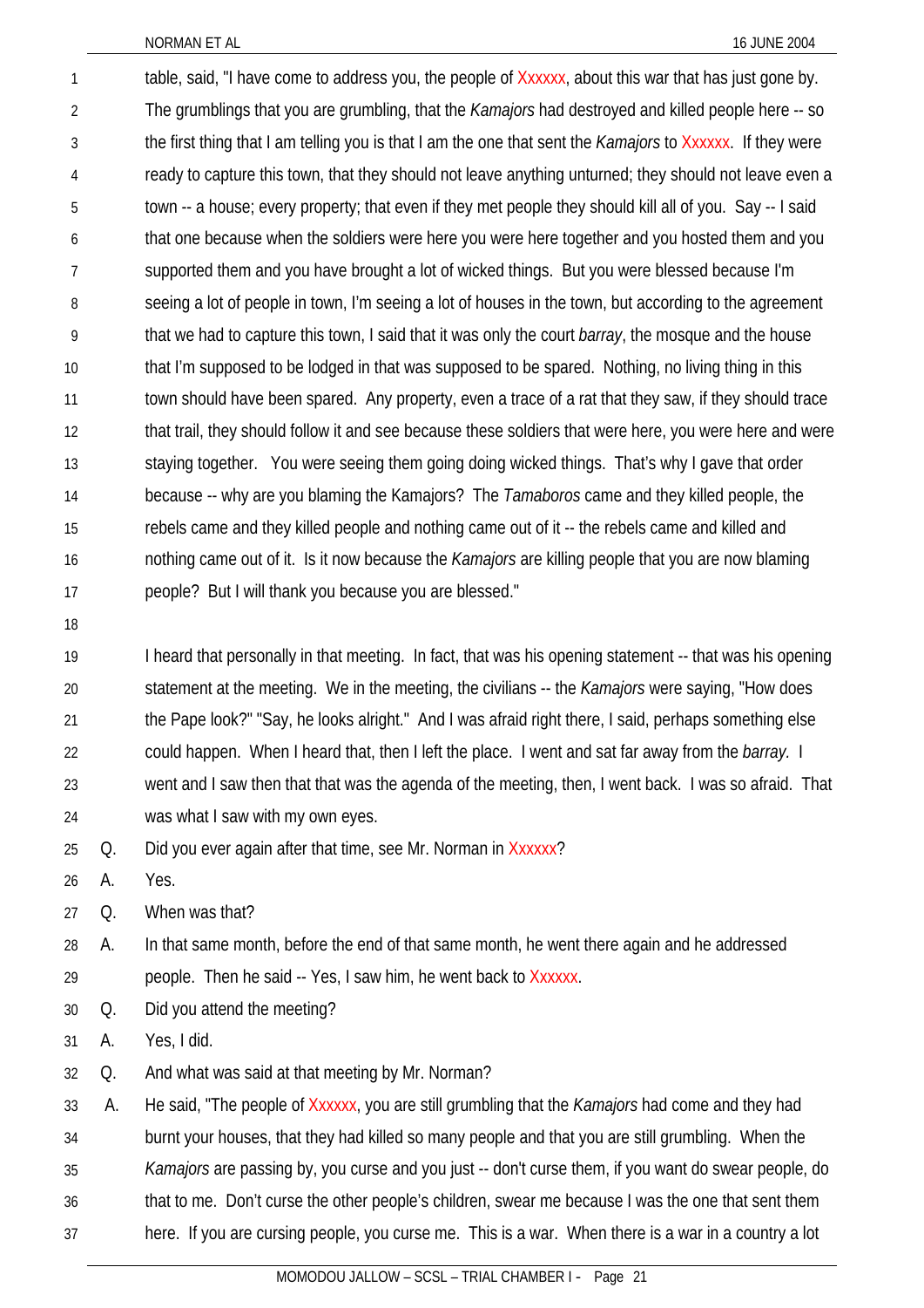table, said, "I have come to address you, the people of Xxxxxx, about this war that has just gone by. The grumblings that you are grumbling, that the *Kamajors* had destroyed and killed people here -- so the first thing that I am telling you is that I am the one that sent the *Kamajors* to Xxxxxx. If they were ready to capture this town, that they should not leave anything unturned; they should not leave even a town -- a house; every property; that even if they met people they should kill all of you. Say -- I said that one because when the soldiers were here you were here together and you hosted them and you supported them and you have brought a lot of wicked things. But you were blessed because I'm seeing a lot of people in town, I'm seeing a lot of houses in the town, but according to the agreement that we had to capture this town, I said that it was only the court *barray*, the mosque and the house that I'm supposed to be lodged in that was supposed to be spared. Nothing, no living thing in this town should have been spared. Any property, even a trace of a rat that they saw, if they should trace that trail, they should follow it and see because these soldiers that were here, you were here and were staying together. You were seeing them going doing wicked things. That's why I gave that order because -- why are you blaming the Kamajors? The *Tamaboros* came and they killed people, the rebels came and they killed people and nothing came out of it -- the rebels came and killed and nothing came out of it. Is it now because the *Kamajors* are killing people that you are now blaming people? But I will thank you because you are blessed."

I heard that personally in that meeting. In fact, that was his opening statement -- that was his opening statement at the meeting. We in the meeting, the civilians -- the *Kamajors* were saying, "How does the Pape look?" "Say, he looks alright." And I was afraid right there, I said, perhaps something else could happen. When I heard that, then I left the place. I went and sat far away from the *barray.* I went and I saw then that that was the agenda of the meeting, then, I went back. I was so afraid. That was what I saw with my own eyes.

Q. Did you ever again after that time, see Mr. Norman in Xxxxxx?

A. Yes.

Q. When was that?

A. In that same month, before the end of that same month, he went there again and he addressed people. Then he said -- Yes, I saw him, he went back to Xxxxxx.

Q. Did you attend the meeting?

A. Yes, I did.

Q. And what was said at that meeting by Mr. Norman?

A. He said, "The people of Xxxxxx, you are still grumbling that the *Kamajors* had come and they had burnt your houses, that they had killed so many people and that you are still grumbling. When the *Kamajors* are passing by, you curse and you just -- don't curse them, if you want do swear people, do that to me. Don't curse the other people's children, swear me because I was the one that sent them here. If you are cursing people, you curse me. This is a war. When there is a war in a country a lot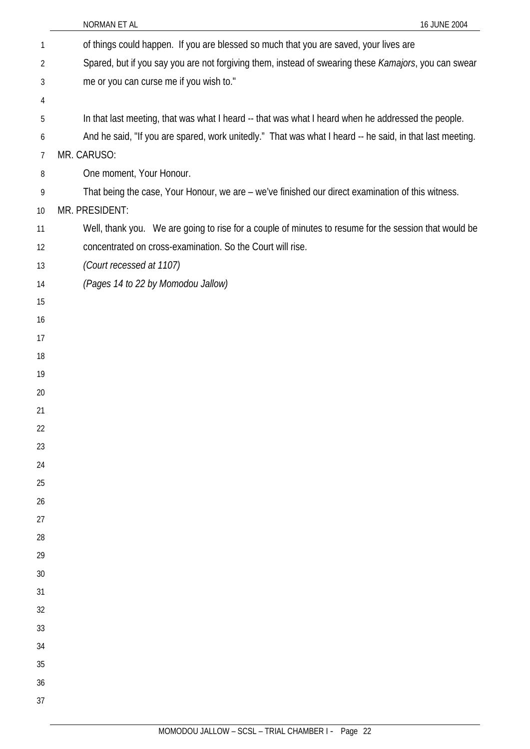of things could happen. If you are blessed so much that you are saved, your lives are Spared, but if you say you are not forgiving them, instead of swearing these *Kamajors*, you can swear me or you can curse me if you wish to."

In that last meeting, that was what I heard -- that was what I heard when he addressed the people. And he said, "If you are spared, work unitedly." That was what I heard -- he said, in that last meeting.

MR. CARUSO:

One moment, Your Honour.

That being the case, Your Honour, we are – we've finished our direct examination of this witness.

MR. PRESIDENT:

Well, thank you. We are going to rise for a couple of minutes to resume for the session that would be concentrated on cross-examination. So the Court will rise.

*(Court recessed at 1107)*

*(Pages 14 to 22 by Momodou Jallow)*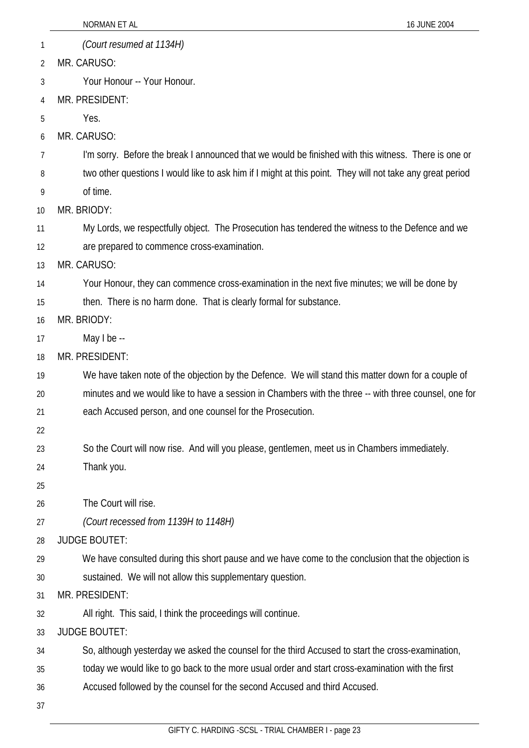*(Court resumed at 1134H)*

MR. CARUSO:

Your Honour -- Your Honour.

MR. PRESIDENT:

Yes.

MR. CARUSO:

I'm sorry. Before the break I announced that we would be finished with this witness. There is one or two other questions I would like to ask him if I might at this point. They will not take any great period of time.

MR. BRIODY:

My Lords, we respectfully object. The Prosecution has tendered the witness to the Defence and we are prepared to commence cross-examination.

MR. CARUSO:

Your Honour, they can commence cross-examination in the next five minutes; we will be done by then. There is no harm done. That is clearly formal for substance.

MR. BRIODY:

May I be --

MR. PRESIDENT:

We have taken note of the objection by the Defence. We will stand this matter down for a couple of minutes and we would like to have a session in Chambers with the three -- with three counsel, one for each Accused person, and one counsel for the Prosecution.

So the Court will now rise. And will you please, gentlemen, meet us in Chambers immediately. Thank you.

The Court will rise.

*(Court recessed from 1139H to 1148H)*

JUDGE BOUTET:

We have consulted during this short pause and we have come to the conclusion that the objection is sustained. We will not allow this supplementary question.

MR. PRESIDENT:

All right. This said, I think the proceedings will continue.

JUDGE BOUTET:

So, although yesterday we asked the counsel for the third Accused to start the cross-examination, today we would like to go back to the more usual order and start cross-examination with the first Accused followed by the counsel for the second Accused and third Accused.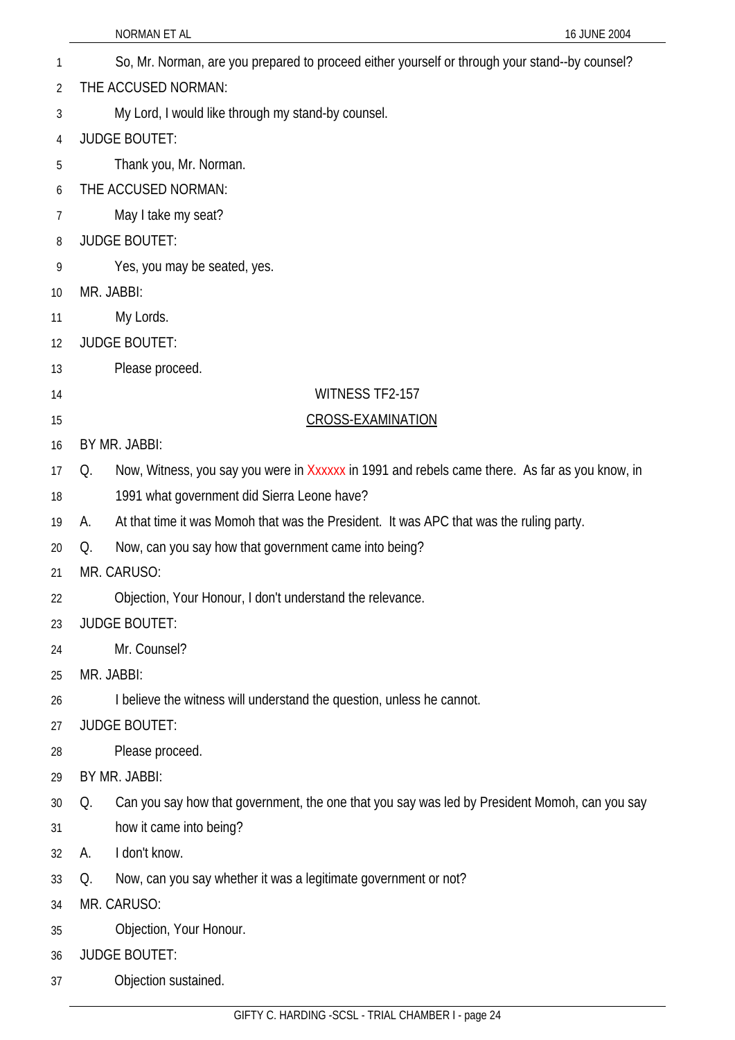So, Mr. Norman, are you prepared to proceed either yourself or through your stand--by counsel?

THE ACCUSED NORMAN:

My Lord, I would like through my stand-by counsel.

JUDGE BOUTET:

Thank you, Mr. Norman.

THE ACCUSED NORMAN:

May I take my seat?

JUDGE BOUTET:

Yes, you may be seated, yes.

MR. JABBI:

My Lords.

JUDGE BOUTET:

Please proceed.

WITNESS TF2-157

CROSS-EXAMINATION

BY MR. JABBI:

Q. Now, Witness, you say you were in Xxxxxx in 1991 and rebels came there. As far as you know, in 1991 what government did Sierra Leone have?

A. At that time it was Momoh that was the President. It was APC that was the ruling party.

Q. Now, can you say how that government came into being?

MR. CARUSO:

Objection, Your Honour, I don't understand the relevance.

JUDGE BOUTET:

Mr. Counsel?

MR. JABBI:

I believe the witness will understand the question, unless he cannot.

JUDGE BOUTET:

Please proceed.

BY MR. JABBI:

Q. Can you say how that government, the one that you say was led by President Momoh, can you say how it came into being?

A. I don't know.

Q. Now, can you say whether it was a legitimate government or not?

MR. CARUSO:

Objection, Your Honour.

JUDGE BOUTET:

Objection sustained.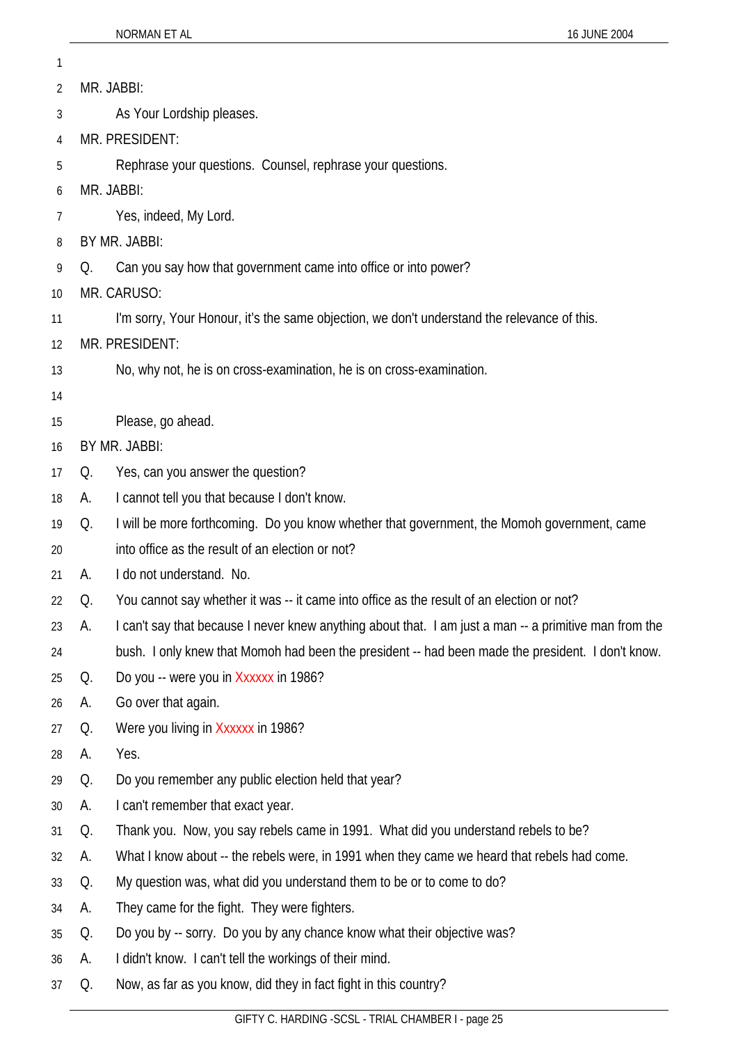MR. JABBI:

As Your Lordship pleases.

MR. PRESIDENT:

Rephrase your questions. Counsel, rephrase your questions.

MR. JABBI:

Yes, indeed, My Lord.

BY MR. JABBI:

Q. Can you say how that government came into office or into power?

MR. CARUSO:

I'm sorry, Your Honour, it's the same objection, we don't understand the relevance of this.

MR. PRESIDENT:

No, why not, he is on cross-examination, he is on cross-examination.

Please, go ahead.

BY MR. JABBI:

Q. Yes, can you answer the question?

A. I cannot tell you that because I don't know.

Q. I will be more forthcoming. Do you know whether that government, the Momoh government, came into office as the result of an election or not?

A. I do not understand. No.

Q. You cannot say whether it was -- it came into office as the result of an election or not?

A. I can't say that because I never knew anything about that. I am just a man -- a primitive man from the bush. I only knew that Momoh had been the president -- had been made the president. I don't know.

Q. Do you -- were you in Xxxxxx in 1986?

A. Go over that again.

Q. Were you living in Xxxxxx in 1986?

A. Yes.

Q. Do you remember any public election held that year?

A. I can't remember that exact year.

Q. Thank you. Now, you say rebels came in 1991. What did you understand rebels to be?

A. What I know about -- the rebels were, in 1991 when they came we heard that rebels had come.

Q. My question was, what did you understand them to be or to come to do?

A. They came for the fight. They were fighters.

Q. Do you by -- sorry. Do you by any chance know what their objective was?

A. I didn't know. I can't tell the workings of their mind.

Q. Now, as far as you know, did they in fact fight in this country?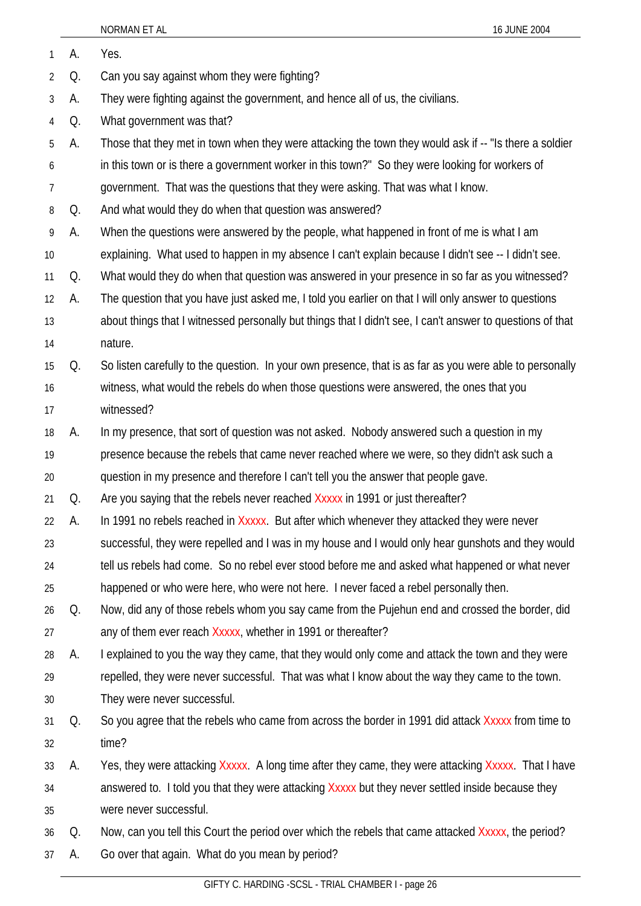A. Yes.

Q. Can you say against whom they were fighting?

A. They were fighting against the government, and hence all of us, the civilians.

Q. What government was that?

A. Those that they met in town when they were attacking the town they would ask if -- "Is there a soldier in this town or is there a government worker in this town?" So they were looking for workers of government. That was the questions that they were asking. That was what I know.

Q. And what would they do when that question was answered?

A. When the questions were answered by the people, what happened in front of me is what I am explaining. What used to happen in my absence I can't explain because I didn't see -- I didn't see.

Q. What would they do when that question was answered in your presence in so far as you witnessed?

A. The question that you have just asked me, I told you earlier on that I will only answer to questions about things that I witnessed personally but things that I didn't see, I can't answer to questions of that nature.

Q. So listen carefully to the question. In your own presence, that is as far as you were able to personally witness, what would the rebels do when those questions were answered, the ones that you witnessed?

A. In my presence, that sort of question was not asked. Nobody answered such a question in my presence because the rebels that came never reached where we were, so they didn't ask such a question in my presence and therefore I can't tell you the answer that people gave.

Q. Are you saying that the rebels never reached Xxxxx in 1991 or just thereafter?

A. In 1991 no rebels reached in Xxxxx. But after which whenever they attacked they were never successful, they were repelled and I was in my house and I would only hear gunshots and they would tell us rebels had come. So no rebel ever stood before me and asked what happened or what never happened or who were here, who were not here. I never faced a rebel personally then.

Q. Now, did any of those rebels whom you say came from the Pujehun end and crossed the border, did any of them ever reach Xxxxx, whether in 1991 or thereafter?

A. I explained to you the way they came, that they would only come and attack the town and they were repelled, they were never successful. That was what I know about the way they came to the town. They were never successful.

Q. So you agree that the rebels who came from across the border in 1991 did attack Xxxxx from time to time?

A. Yes, they were attacking Xxxxx. A long time after they came, they were attacking Xxxxx. That I have answered to. I told you that they were attacking Xxxxx but they never settled inside because they were never successful.

Q. Now, can you tell this Court the period over which the rebels that came attacked Xxxxx, the period?

A. Go over that again. What do you mean by period?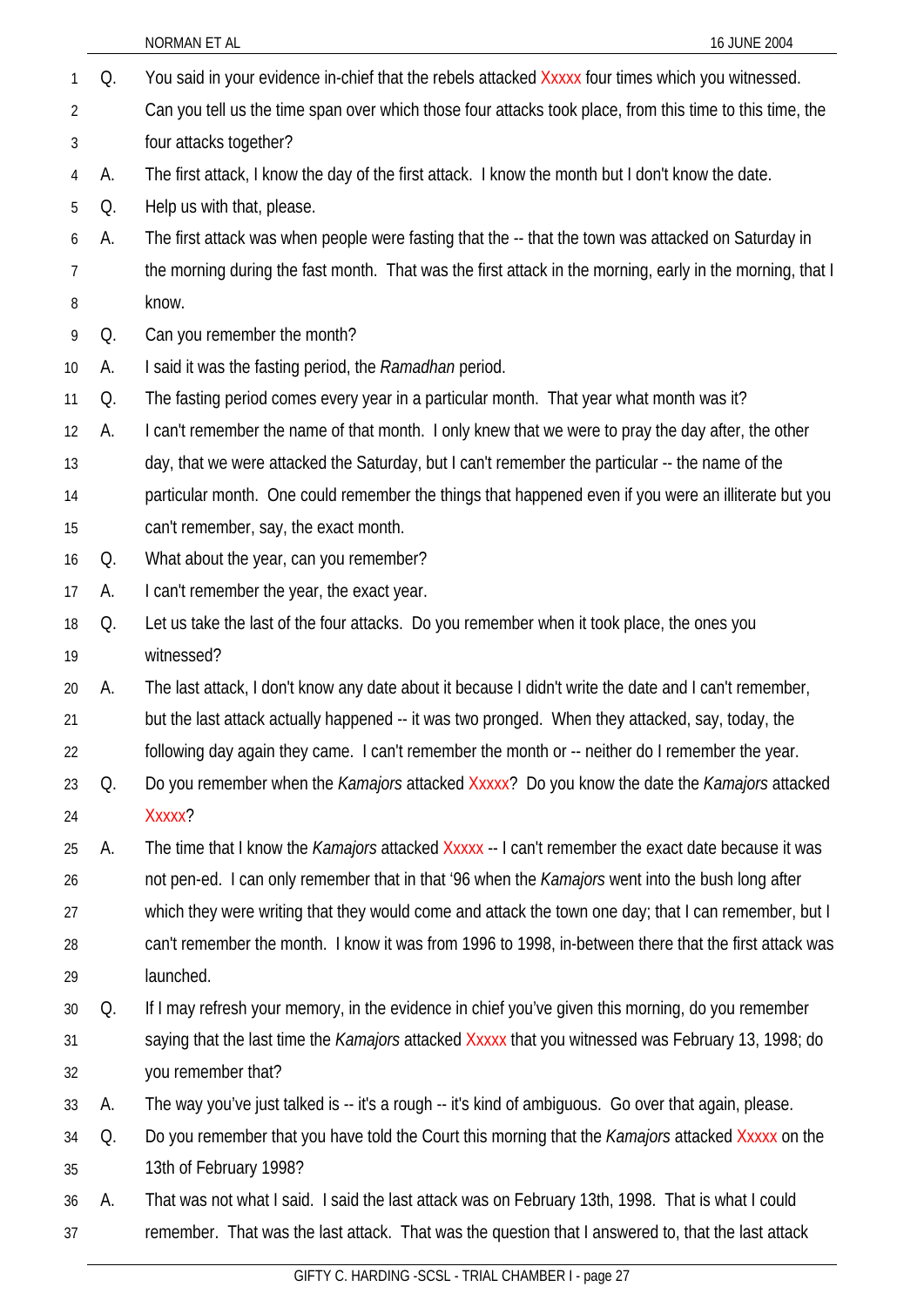Q. You said in your evidence in-chief that the rebels attacked Xxxxx four times which you witnessed. Can you tell us the time span over which those four attacks took place, from this time to this time, the four attacks together?

A. The first attack, I know the day of the first attack. I know the month but I don't know the date.

Q. Help us with that, please.

A. The first attack was when people were fasting that the -- that the town was attacked on Saturday in the morning during the fast month. That was the first attack in the morning, early in the morning, that I know.

Q. Can you remember the month?

A. I said it was the fasting period, the *Ramadhan* period.

Q. The fasting period comes every year in a particular month. That year what month was it?

A. I can't remember the name of that month. I only knew that we were to pray the day after, the other day, that we were attacked the Saturday, but I can't remember the particular -- the name of the particular month. One could remember the things that happened even if you were an illiterate but you can't remember, say, the exact month.

Q. What about the year, can you remember?

A. I can't remember the year, the exact year.

Q. Let us take the last of the four attacks. Do you remember when it took place, the ones you witnessed?

A. The last attack, I don't know any date about it because I didn't write the date and I can't remember, but the last attack actually happened -- it was two pronged. When they attacked, say, today, the following day again they came. I can't remember the month or -- neither do I remember the year.

Q. Do you remember when the *Kamajors* attacked Xxxxx? Do you know the date the *Kamajors* attacked Xxxxx?

A. The time that I know the *Kamajors* attacked Xxxxx -- I can't remember the exact date because it was not pen-ed. I can only remember that in that '96 when the *Kamajors* went into the bush long after which they were writing that they would come and attack the town one day; that I can remember, but I can't remember the month. I know it was from 1996 to 1998, in-between there that the first attack was launched.

Q. If I may refresh your memory, in the evidence in chief you've given this morning, do you remember saying that the last time the *Kamajors* attacked Xxxxx that you witnessed was February 13, 1998; do you remember that?

A. The way you've just talked is -- it's a rough -- it's kind of ambiguous. Go over that again, please.

Q. Do you remember that you have told the Court this morning that the *Kamajors* attacked Xxxxx on the 13th of February 1998?

A. That was not what I said. I said the last attack was on February 13th, 1998. That is what I could remember. That was the last attack. That was the question that I answered to, that the last attack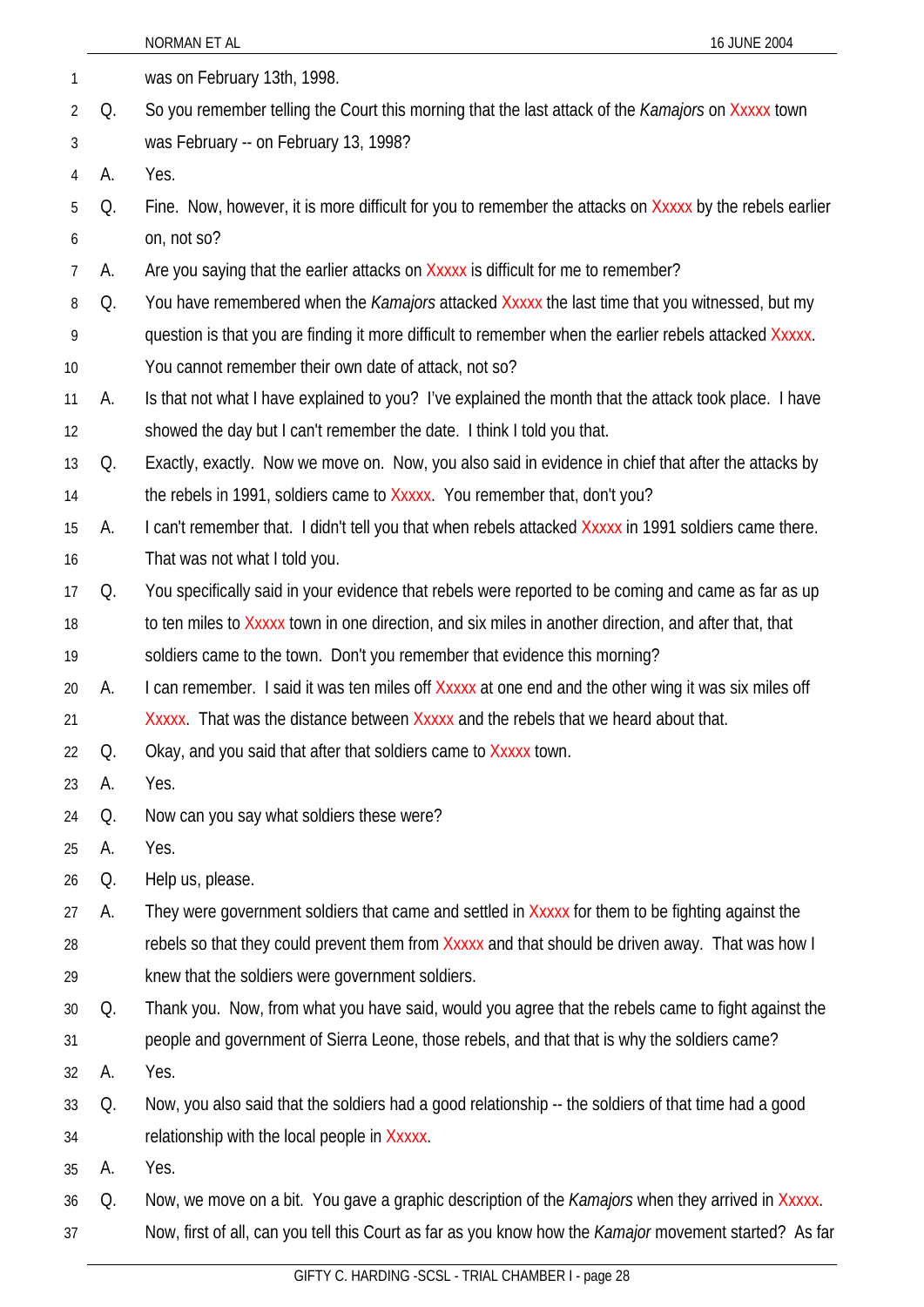1 was on February 13th, 1998.

2 Q. So you remember telling the Court this morning that the last attack of the *Kamajors* on Xxxxx town

3 was February -- on February 13, 1998?

4 A. Yes.

5 Q. Fine. Now, however, it is more difficult for you to remember the attacks on Xxxxx by the rebels earlier

6 on, not so?

7 A. Are you saying that the earlier attacks on Xxxxx is difficult for me to remember?

8 Q. You have remembered when the *Kamajors* attacked Xxxxx the last time that you witnessed, but my

9 question is that you are finding it more difficult to remember when the earlier rebels attacked Xxxxx.

10 You cannot remember their own date of attack, not so?

11 A. Is that not what I have explained to you? I've explained the month that the attack took place. I have

12 showed the day but I can't remember the date. I think I told you that.

13 Q. Exactly, exactly. Now we move on. Now, you also said in evidence in chief that after the attacks by

14 the rebels in 1991, soldiers came to Xxxxx. You remember that, don't you?

15 A. I can't remember that. I didn't tell you that when rebels attacked Xxxxx in 1991 soldiers came there.

16 That was not what I told you.

17 Q. You specifically said in your evidence that rebels were reported to be coming and came as far as up

18 to ten miles to Xxxxx town in one direction, and six miles in another direction, and after that, that

19 soldiers came to the town. Don't you remember that evidence this morning?

20 A. I can remember. I said it was ten miles off Xxxxx at one end and the other wing it was six miles off

21 Xxxxx. That was the distance between Xxxxx and the rebels that we heard about that.

22 Q. Okay, and you said that after that soldiers came to Xxxxx town.

23 A. Yes.

24 Q. Now can you say what soldiers these were?

25 A. Yes.

26 Q. Help us, please.

27 A. They were government soldiers that came and settled in Xxxxx for them to be fighting against the

28 rebels so that they could prevent them from Xxxxx and that should be driven away. That was how I

29 knew that the soldiers were government soldiers.

30 Q. Thank you. Now, from what you have said, would you agree that the rebels came to fight against the

31 people and government of Sierra Leone, those rebels, and that that is why the soldiers came?

32 A. Yes.

33 Q. Now, you also said that the soldiers had a good relationship -- the soldiers of that time had a good

34 relationship with the local people in Xxxxx.

35 A. Yes.

36 Q. Now, we move on a bit. You gave a graphic description of the *Kamajors* when they arrived in Xxxxx.

37 Now, first of all, can you tell this Court as far as you know how the *Kamajor* movement started? As far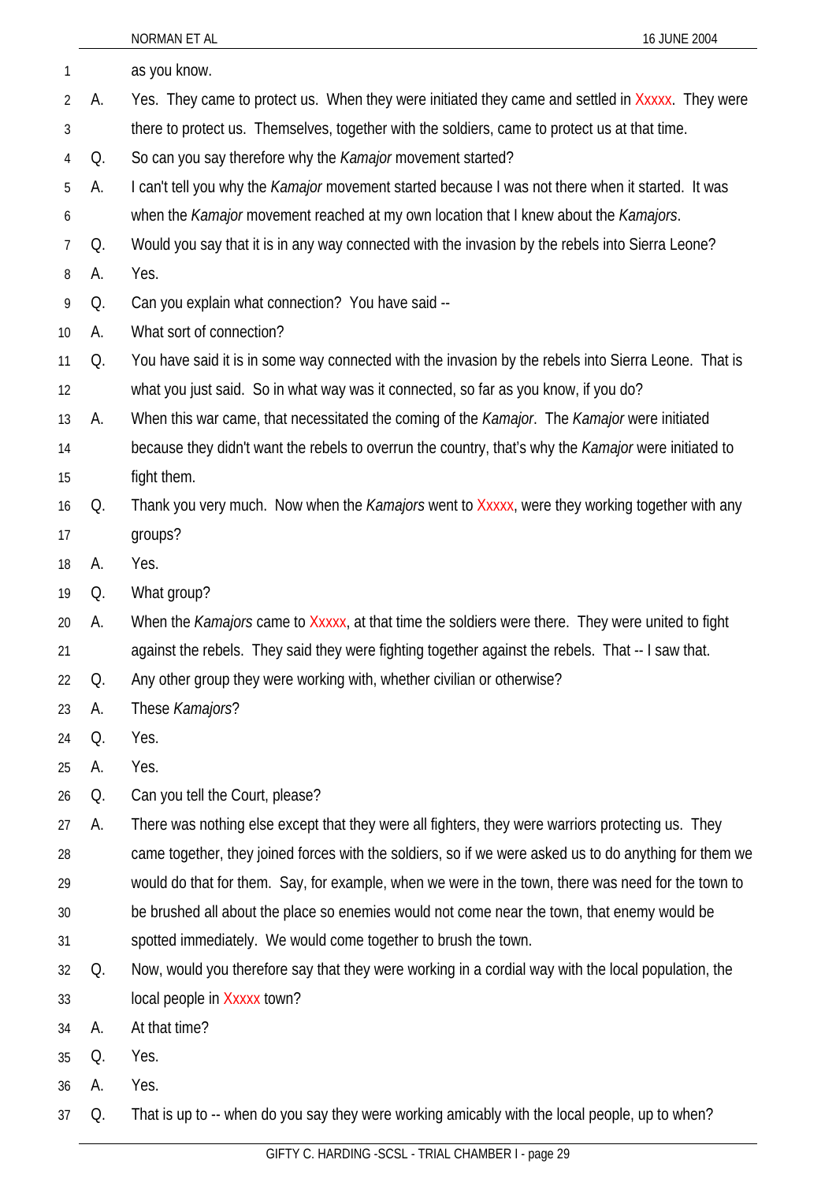as you know.

A. Yes. They came to protect us. When they were initiated they came and settled in Xxxxx. They were there to protect us. Themselves, together with the soldiers, came to protect us at that time.

Q. So can you say therefore why the *Kamajor* movement started?

A. I can't tell you why the *Kamajor* movement started because I was not there when it started. It was when the *Kamajor* movement reached at my own location that I knew about the *Kamajors*.

Q. Would you say that it is in any way connected with the invasion by the rebels into Sierra Leone?

A. Yes.

Q. Can you explain what connection? You have said --

A. What sort of connection?

Q. You have said it is in some way connected with the invasion by the rebels into Sierra Leone. That is what you just said. So in what way was it connected, so far as you know, if you do?

A. When this war came, that necessitated the coming of the *Kamajor*. The *Kamajor* were initiated because they didn't want the rebels to overrun the country, that's why the *Kamajor* were initiated to fight them.

Q. Thank you very much. Now when the *Kamajors* went to Xxxxx, were they working together with any groups?

A. Yes.

Q. What group?

A. When the *Kamajors* came to Xxxxx, at that time the soldiers were there. They were united to fight against the rebels. They said they were fighting together against the rebels. That -- I saw that.

Q. Any other group they were working with, whether civilian or otherwise?

A. These *Kamajors*?

Q. Yes.

A. Yes.

Q. Can you tell the Court, please?

A. There was nothing else except that they were all fighters, they were warriors protecting us. They came together, they joined forces with the soldiers, so if we were asked us to do anything for them we would do that for them. Say, for example, when we were in the town, there was need for the town to be brushed all about the place so enemies would not come near the town, that enemy would be spotted immediately. We would come together to brush the town.

Q. Now, would you therefore say that they were working in a cordial way with the local population, the local people in Xxxxx town?

A. At that time?

Q. Yes.

A. Yes.

Q. That is up to -- when do you say they were working amicably with the local people, up to when?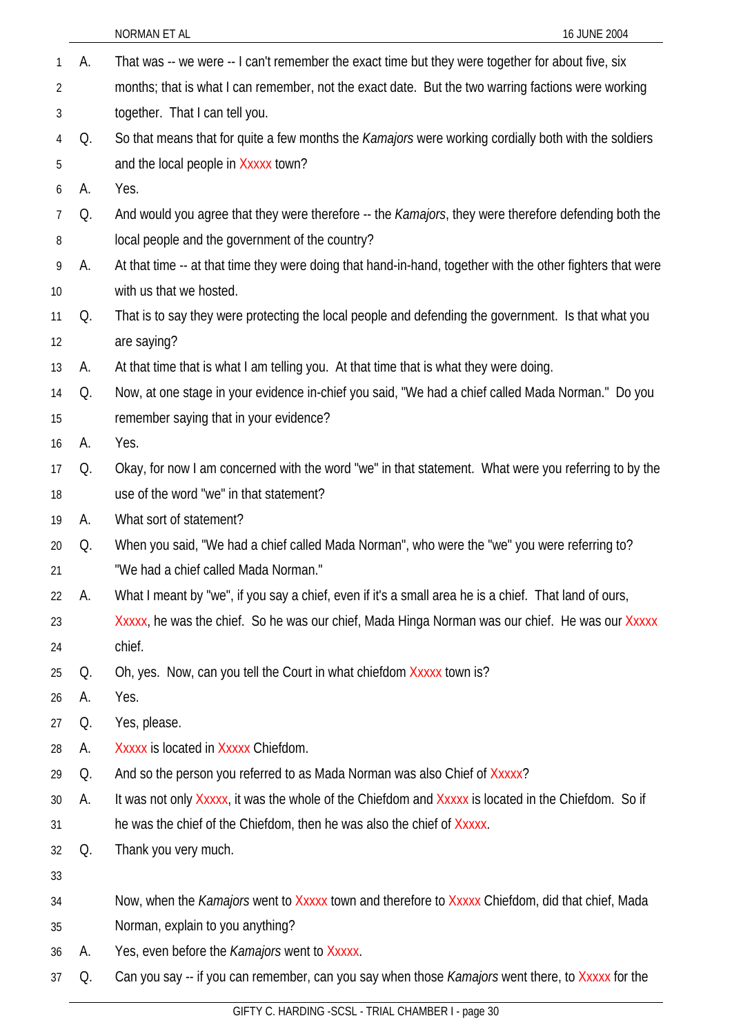A. That was -- we were -- I can't remember the exact time but they were together for about five, six months; that is what I can remember, not the exact date. But the two warring factions were working together. That I can tell you.

Q. So that means that for quite a few months the *Kamajors* were working cordially both with the soldiers and the local people in Xxxxx town?

A. Yes.

Q. And would you agree that they were therefore -- the *Kamajors*, they were therefore defending both the local people and the government of the country?

A. At that time -- at that time they were doing that hand-in-hand, together with the other fighters that were with us that we hosted.

Q. That is to say they were protecting the local people and defending the government. Is that what you are saying?

A. At that time that is what I am telling you. At that time that is what they were doing.

Q. Now, at one stage in your evidence in-chief you said, "We had a chief called Mada Norman." Do you remember saying that in your evidence?

A. Yes.

Q. Okay, for now I am concerned with the word "we" in that statement. What were you referring to by the use of the word "we" in that statement?

A. What sort of statement?

Q. When you said, "We had a chief called Mada Norman", who were the "we" you were referring to? "We had a chief called Mada Norman."

A. What I meant by "we", if you say a chief, even if it's a small area he is a chief. That land of ours, Xxxxx, he was the chief. So he was our chief, Mada Hinga Norman was our chief. He was our Xxxxx chief.

Q. Oh, yes. Now, can you tell the Court in what chiefdom Xxxxx town is?

A. Yes.

Q. Yes, please.

A. Xxxxx is located in Xxxxx Chiefdom.

Q. And so the person you referred to as Mada Norman was also Chief of Xxxxx?

A. It was not only Xxxxx, it was the whole of the Chiefdom and Xxxxx is located in the Chiefdom. So if he was the chief of the Chiefdom, then he was also the chief of Xxxxx.

Q. Thank you very much.

Now, when the *Kamajors* went to Xxxxx town and therefore to Xxxxx Chiefdom, did that chief, Mada Norman, explain to you anything?

A. Yes, even before the *Kamajors* went to Xxxxx.

Q. Can you say -- if you can remember, can you say when those *Kamajors* went there, to Xxxxx for the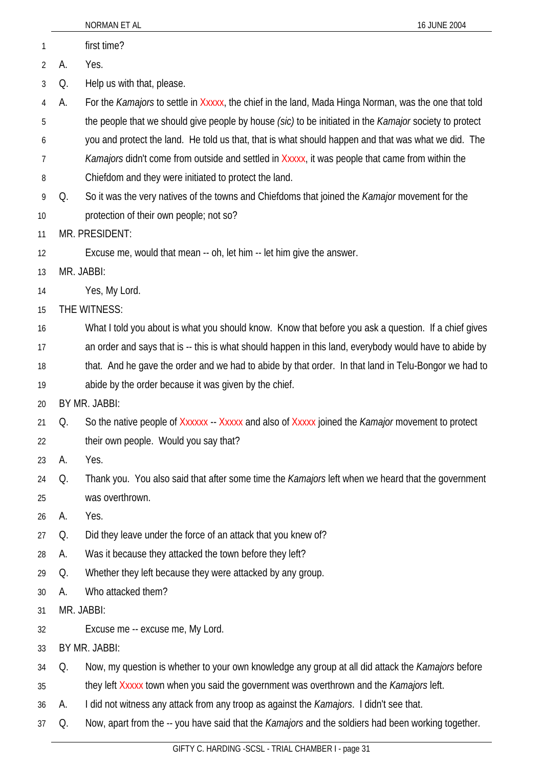first time?

A. Yes.

Q. Help us with that, please.

A. For the *Kamajors* to settle in Xxxxx, the chief in the land, Mada Hinga Norman, was the one that told the people that we should give people by house *(sic)* to be initiated in the *Kamajor* society to protect you and protect the land. He told us that, that is what should happen and that was what we did. The *Kamajors* didn't come from outside and settled in Xxxxx, it was people that came from within the Chiefdom and they were initiated to protect the land.

Q. So it was the very natives of the towns and Chiefdoms that joined the *Kamajor* movement for the protection of their own people; not so?

MR. PRESIDENT:

Excuse me, would that mean -- oh, let him -- let him give the answer.

MR. JABBI:

Yes, My Lord.

THE WITNESS:

What I told you about is what you should know. Know that before you ask a question. If a chief gives an order and says that is -- this is what should happen in this land, everybody would have to abide by that. And he gave the order and we had to abide by that order. In that land in Telu-Bongor we had to abide by the order because it was given by the chief.

BY MR. JABBI:

Q. So the native people of Xxxxxx -- Xxxxx and also of Xxxxx joined the *Kamajor* movement to protect their own people. Would you say that?

A. Yes.

Q. Thank you. You also said that after some time the *Kamajors* left when we heard that the government was overthrown.

A. Yes.

Q. Did they leave under the force of an attack that you knew of?

A. Was it because they attacked the town before they left?

Q. Whether they left because they were attacked by any group.

A. Who attacked them?

MR. JABBI:

Excuse me -- excuse me, My Lord.

BY MR. JABBI:

Q. Now, my question is whether to your own knowledge any group at all did attack the *Kamajors* before they left Xxxxx town when you said the government was overthrown and the *Kamajors* left.

A. I did not witness any attack from any troop as against the *Kamajors*. I didn't see that.

Q. Now, apart from the -- you have said that the *Kamajors* and the soldiers had been working together.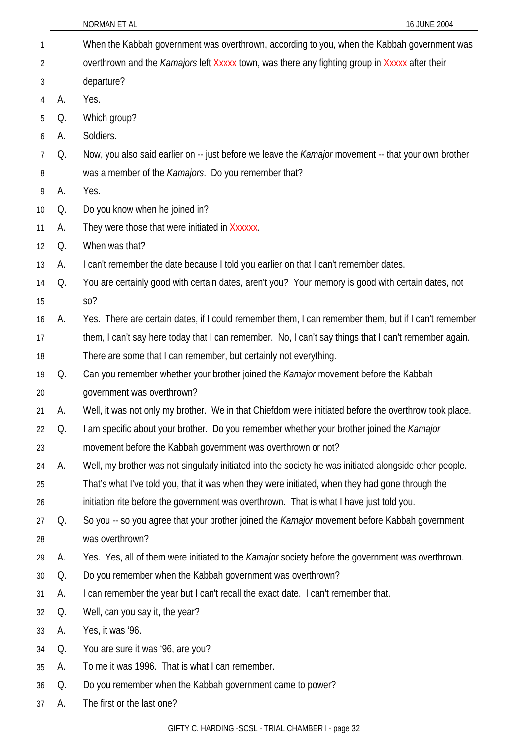When the Kabbah government was overthrown, according to you, when the Kabbah government was overthrown and the *Kamajors* left Xxxxx town, was there any fighting group in Xxxxx after their departure?

A. Yes.

Q. Which group?

A. Soldiers.

Q. Now, you also said earlier on -- just before we leave the *Kamajor* movement -- that your own brother was a member of the *Kamajors*. Do you remember that?

A. Yes.

Q. Do you know when he joined in?

A. They were those that were initiated in Xxxxxx.

Q. When was that?

A. I can't remember the date because I told you earlier on that I can't remember dates.

Q. You are certainly good with certain dates, aren't you? Your memory is good with certain dates, not so?

A. Yes. There are certain dates, if I could remember them, I can remember them, but if I can't remember them, I can't say here today that I can remember. No, I can't say things that I can't remember again. There are some that I can remember, but certainly not everything.

Q. Can you remember whether your brother joined the *Kamajor* movement before the Kabbah government was overthrown?

A. Well, it was not only my brother. We in that Chiefdom were initiated before the overthrow took place.

Q. I am specific about your brother. Do you remember whether your brother joined the *Kamajor* movement before the Kabbah government was overthrown or not?

A. Well, my brother was not singularly initiated into the society he was initiated alongside other people. That's what I've told you, that it was when they were initiated, when they had gone through the initiation rite before the government was overthrown. That is what I have just told you.

Q. So you -- so you agree that your brother joined the *Kamajor* movement before Kabbah government was overthrown?

A. Yes. Yes, all of them were initiated to the *Kamajor* society before the government was overthrown.

Q. Do you remember when the Kabbah government was overthrown?

A. I can remember the year but I can't recall the exact date. I can't remember that.

Q. Well, can you say it, the year?

A. Yes, it was '96.

Q. You are sure it was '96, are you?

A. To me it was 1996. That is what I can remember.

Q. Do you remember when the Kabbah government came to power?

A. The first or the last one?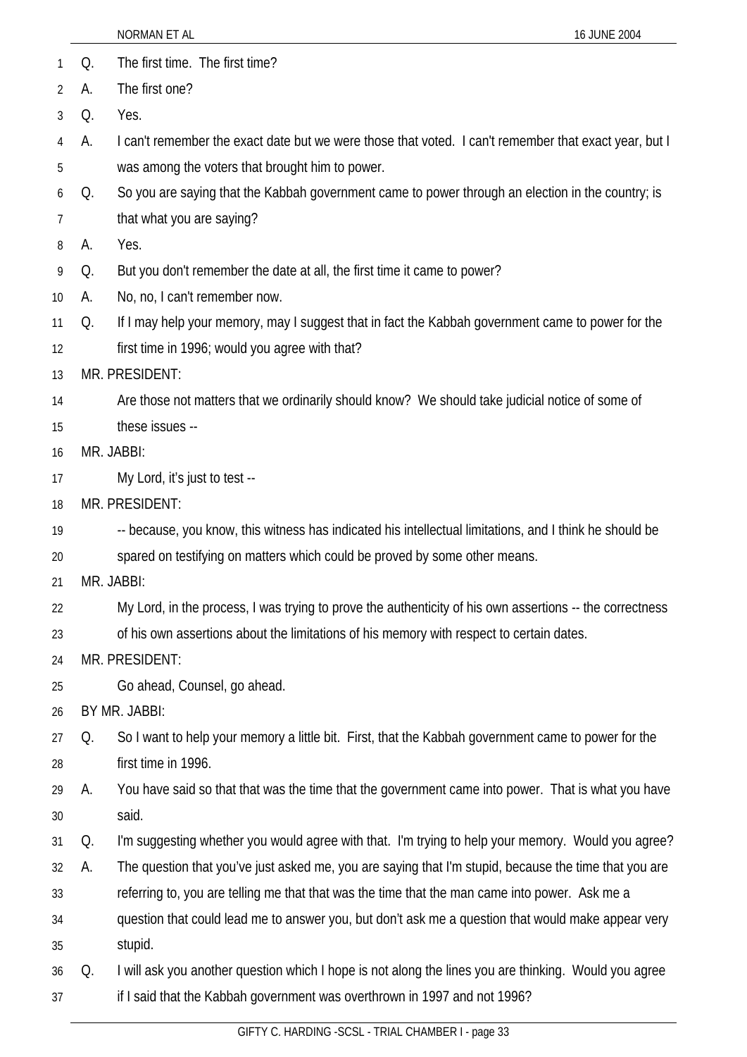Q. The first time. The first time?

A. The first one?

Q. Yes.

A. I can't remember the exact date but we were those that voted. I can't remember that exact year, but I was among the voters that brought him to power.

Q. So you are saying that the Kabbah government came to power through an election in the country; is that what you are saying?

A. Yes.

Q. But you don't remember the date at all, the first time it came to power?

A. No, no, I can't remember now.

Q. If I may help your memory, may I suggest that in fact the Kabbah government came to power for the first time in 1996; would you agree with that?

MR. PRESIDENT:

Are those not matters that we ordinarily should know? We should take judicial notice of some of these issues --

MR. JABBI:

My Lord, it's just to test --

MR. PRESIDENT:

-- because, you know, this witness has indicated his intellectual limitations, and I think he should be spared on testifying on matters which could be proved by some other means.

MR. JABBI:

My Lord, in the process, I was trying to prove the authenticity of his own assertions -- the correctness of his own assertions about the limitations of his memory with respect to certain dates.

MR. PRESIDENT:

Go ahead, Counsel, go ahead.

BY MR. JABBI:

Q. So I want to help your memory a little bit. First, that the Kabbah government came to power for the first time in 1996.

A. You have said so that that was the time that the government came into power. That is what you have said.

Q. I'm suggesting whether you would agree with that. I'm trying to help your memory. Would you agree?

A. The question that you've just asked me, you are saying that I'm stupid, because the time that you are referring to, you are telling me that that was the time that the man came into power. Ask me a question that could lead me to answer you, but don't ask me a question that would make appear very stupid.

Q. I will ask you another question which I hope is not along the lines you are thinking. Would you agree if I said that the Kabbah government was overthrown in 1997 and not 1996?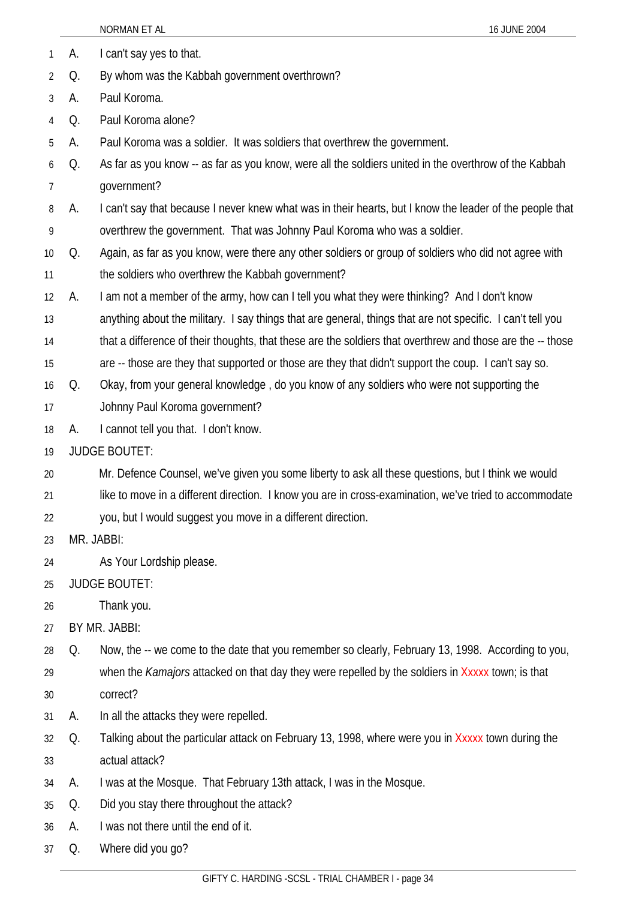A. I can't say yes to that.

Q. By whom was the Kabbah government overthrown?

A. Paul Koroma.

Q. Paul Koroma alone?

A. Paul Koroma was a soldier. It was soldiers that overthrew the government.

Q. As far as you know -- as far as you know, were all the soldiers united in the overthrow of the Kabbah government?

A. I can't say that because I never knew what was in their hearts, but I know the leader of the people that overthrew the government. That was Johnny Paul Koroma who was a soldier.

Q. Again, as far as you know, were there any other soldiers or group of soldiers who did not agree with the soldiers who overthrew the Kabbah government?

A. I am not a member of the army, how can I tell you what they were thinking? And I don't know anything about the military. I say things that are general, things that are not specific. I can't tell you that a difference of their thoughts, that these are the soldiers that overthrew and those are the -- those are -- those are they that supported or those are they that didn't support the coup. I can't say so.

Q. Okay, from your general knowledge , do you know of any soldiers who were not supporting the Johnny Paul Koroma government?

A. I cannot tell you that. I don't know.

JUDGE BOUTET:

Mr. Defence Counsel, we've given you some liberty to ask all these questions, but I think we would like to move in a different direction. I know you are in cross-examination, we've tried to accommodate you, but I would suggest you move in a different direction.

MR. JABBI:

As Your Lordship please.

JUDGE BOUTET:

Thank you.

BY MR. JABBI:

Q. Now, the -- we come to the date that you remember so clearly, February 13, 1998. According to you, when the *Kamajors* attacked on that day they were repelled by the soldiers in Xxxxx town; is that correct?

A. In all the attacks they were repelled.

Q. Talking about the particular attack on February 13, 1998, where were you in Xxxxx town during the actual attack?

A. I was at the Mosque. That February 13th attack, I was in the Mosque.

Q. Did you stay there throughout the attack?

A. I was not there until the end of it.

Q. Where did you go?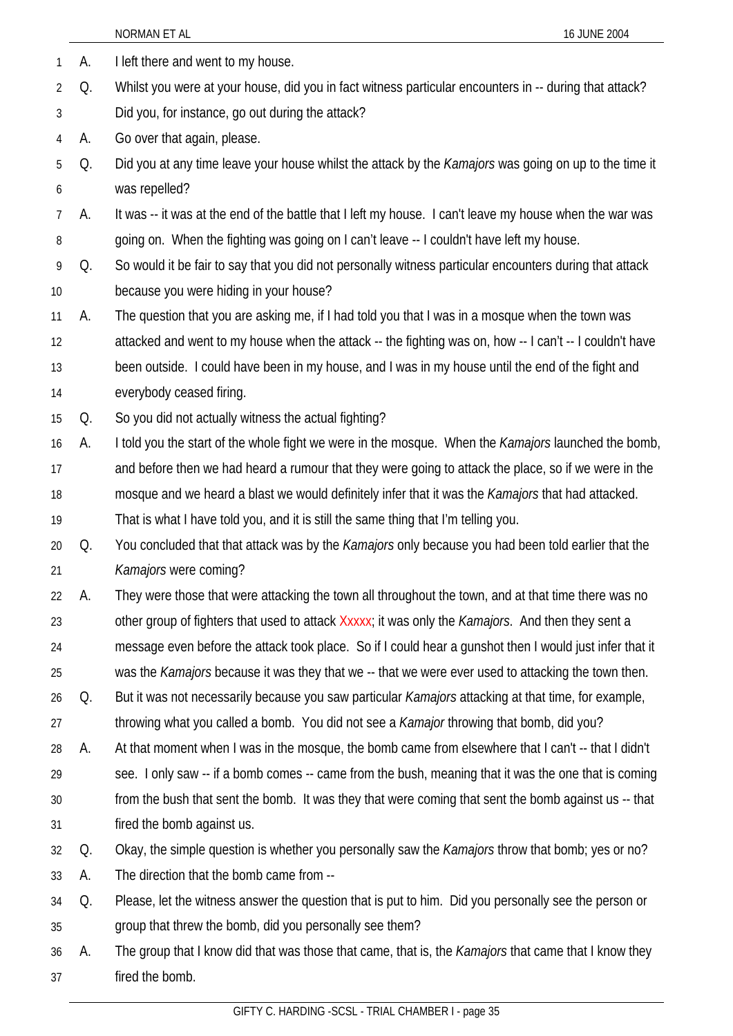A. I left there and went to my house.

Q. Whilst you were at your house, did you in fact witness particular encounters in -- during that attack? Did you, for instance, go out during the attack?

A. Go over that again, please.

Q. Did you at any time leave your house whilst the attack by the *Kamajors* was going on up to the time it was repelled?

A. It was -- it was at the end of the battle that I left my house. I can't leave my house when the war was going on. When the fighting was going on I can't leave -- I couldn't have left my house.

Q. So would it be fair to say that you did not personally witness particular encounters during that attack because you were hiding in your house?

A. The question that you are asking me, if I had told you that I was in a mosque when the town was attacked and went to my house when the attack -- the fighting was on, how -- I can't -- I couldn't have been outside. I could have been in my house, and I was in my house until the end of the fight and everybody ceased firing.

Q. So you did not actually witness the actual fighting?

A. I told you the start of the whole fight we were in the mosque. When the *Kamajors* launched the bomb, and before then we had heard a rumour that they were going to attack the place, so if we were in the mosque and we heard a blast we would definitely infer that it was the *Kamajors* that had attacked. That is what I have told you, and it is still the same thing that I'm telling you.

Q. You concluded that that attack was by the *Kamajors* only because you had been told earlier that the *Kamajors* were coming?

A. They were those that were attacking the town all throughout the town, and at that time there was no other group of fighters that used to attack Xxxxx; it was only the *Kamajors*. And then they sent a message even before the attack took place. So if I could hear a gunshot then I would just infer that it was the *Kamajors* because it was they that we -- that we were ever used to attacking the town then.

Q. But it was not necessarily because you saw particular *Kamajors* attacking at that time, for example, throwing what you called a bomb. You did not see a *Kamajor* throwing that bomb, did you?

A. At that moment when I was in the mosque, the bomb came from elsewhere that I can't -- that I didn't see. I only saw -- if a bomb comes -- came from the bush, meaning that it was the one that is coming from the bush that sent the bomb. It was they that were coming that sent the bomb against us -- that fired the bomb against us.

Q. Okay, the simple question is whether you personally saw the *Kamajors* throw that bomb; yes or no?

A. The direction that the bomb came from --

Q. Please, let the witness answer the question that is put to him. Did you personally see the person or group that threw the bomb, did you personally see them?

A. The group that I know did that was those that came, that is, the *Kamajors* that came that I know they fired the bomb.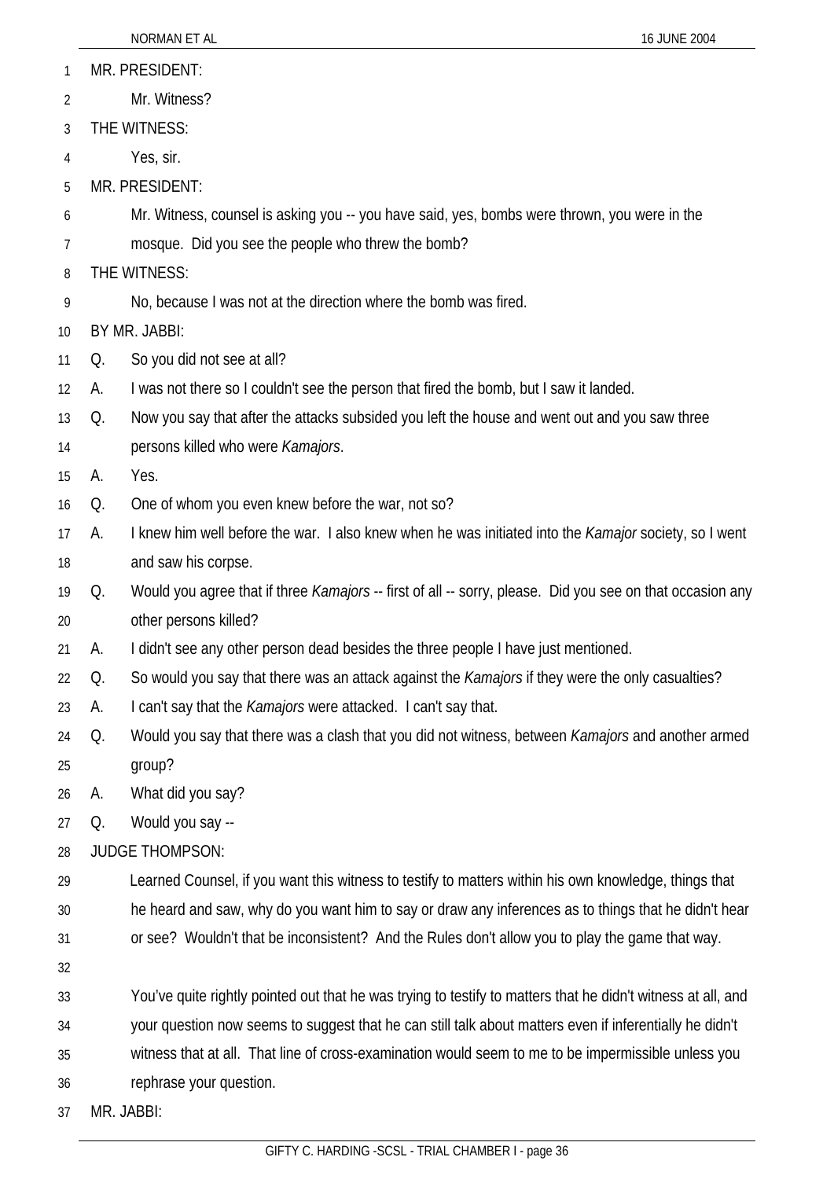MR. PRESIDENT:

Mr. Witness?

THE WITNESS:

Yes, sir.

MR. PRESIDENT:

Mr. Witness, counsel is asking you -- you have said, yes, bombs were thrown, you were in the mosque. Did you see the people who threw the bomb?

THE WITNESS:

No, because I was not at the direction where the bomb was fired.

BY MR. JABBI:

Q. So you did not see at all?

A. I was not there so I couldn't see the person that fired the bomb, but I saw it landed.

Q. Now you say that after the attacks subsided you left the house and went out and you saw three persons killed who were *Kamajors*.

A. Yes.

Q. One of whom you even knew before the war, not so?

A. I knew him well before the war. I also knew when he was initiated into the *Kamajor* society, so I went and saw his corpse.

Q. Would you agree that if three *Kamajors* -- first of all -- sorry, please. Did you see on that occasion any other persons killed?

A. I didn't see any other person dead besides the three people I have just mentioned.

Q. So would you say that there was an attack against the *Kamajors* if they were the only casualties?

A. I can't say that the *Kamajors* were attacked. I can't say that.

Q. Would you say that there was a clash that you did not witness, between *Kamajors* and another armed group?

A. What did you say?

Q. Would you say --

JUDGE THOMPSON:

Learned Counsel, if you want this witness to testify to matters within his own knowledge, things that he heard and saw, why do you want him to say or draw any inferences as to things that he didn't hear or see? Wouldn't that be inconsistent? And the Rules don't allow you to play the game that way.

You've quite rightly pointed out that he was trying to testify to matters that he didn't witness at all, and your question now seems to suggest that he can still talk about matters even if inferentially he didn't witness that at all. That line of cross-examination would seem to me to be impermissible unless you rephrase your question.

MR. JABBI: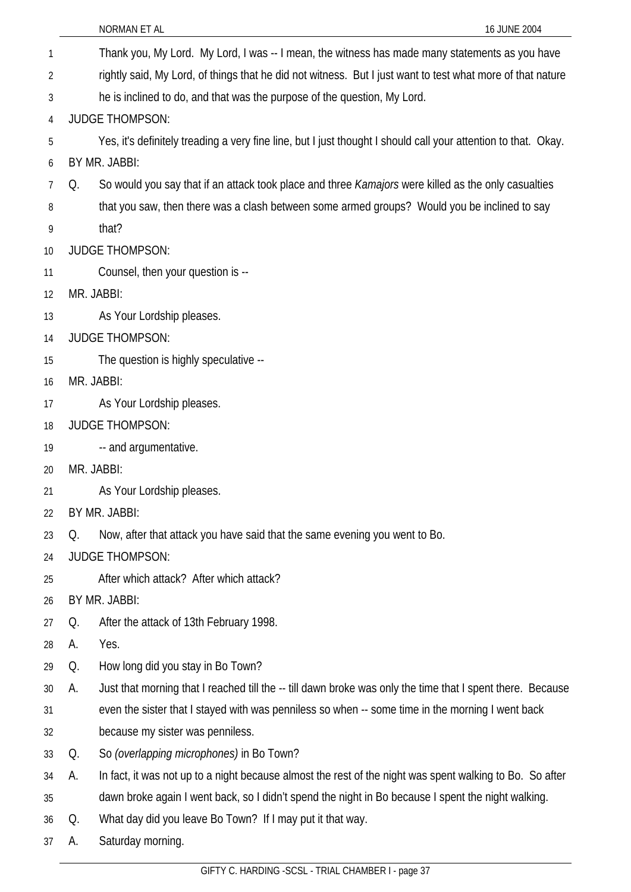Thank you, My Lord. My Lord, I was -- I mean, the witness has made many statements as you have rightly said, My Lord, of things that he did not witness. But I just want to test what more of that nature he is inclined to do, and that was the purpose of the question, My Lord.

JUDGE THOMPSON:

Yes, it's definitely treading a very fine line, but I just thought I should call your attention to that. Okay.

BY MR. JABBI:

Q. So would you say that if an attack took place and three *Kamajors* were killed as the only casualties that you saw, then there was a clash between some armed groups? Would you be inclined to say that?

JUDGE THOMPSON:

Counsel, then your question is --

MR. JABBI:

As Your Lordship pleases.

JUDGE THOMPSON:

The question is highly speculative --

MR. JABBI:

As Your Lordship pleases.

JUDGE THOMPSON:

-- and argumentative.

MR. JABBI:

As Your Lordship pleases.

BY MR. JABBI:

Q. Now, after that attack you have said that the same evening you went to Bo.

JUDGE THOMPSON:

After which attack? After which attack?

BY MR. JABBI:

Q. After the attack of 13th February 1998.

A. Yes.

Q. How long did you stay in Bo Town?

A. Just that morning that I reached till the -- till dawn broke was only the time that I spent there. Because even the sister that I stayed with was penniless so when -- some time in the morning I went back because my sister was penniless.

Q. So *(overlapping microphones)* in Bo Town?

A. In fact, it was not up to a night because almost the rest of the night was spent walking to Bo. So after dawn broke again I went back, so I didn't spend the night in Bo because I spent the night walking.

Q. What day did you leave Bo Town? If I may put it that way.

A. Saturday morning.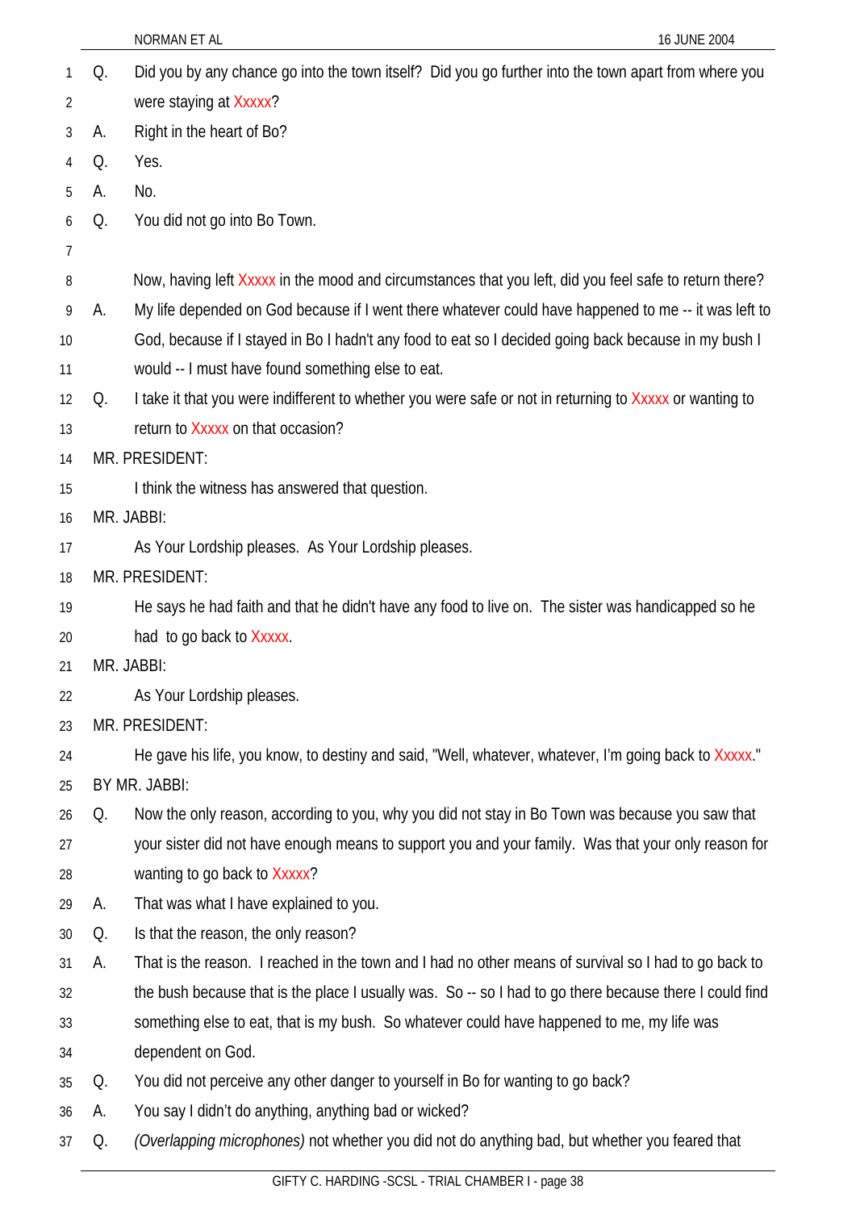Q. Did you by any chance go into the town itself? Did you go further into the town apart from where you were staying at Xxxxx?

A. Right in the heart of Bo?

Q. Yes.

A. No.

Q. You did not go into Bo Town.

Now, having left Xxxxx in the mood and circumstances that you left, did you feel safe to return there?

A. My life depended on God because if I went there whatever could have happened to me -- it was left to God, because if I stayed in Bo I hadn't any food to eat so I decided going back because in my bush I would -- I must have found something else to eat.

Q. I take it that you were indifferent to whether you were safe or not in returning to Xxxxx or wanting to return to Xxxxx on that occasion?

MR. PRESIDENT:

I think the witness has answered that question.

MR. JABBI:

As Your Lordship pleases. As Your Lordship pleases.

MR. PRESIDENT:

He says he had faith and that he didn't have any food to live on. The sister was handicapped so he had to go back to Xxxxx.

MR. JABBI:

As Your Lordship pleases.

MR. PRESIDENT:

He gave his life, you know, to destiny and said, "Well, whatever, whatever, I'm going back to Xxxxx."

BY MR. JABBI:

Q. Now the only reason, according to you, why you did not stay in Bo Town was because you saw that your sister did not have enough means to support you and your family. Was that your only reason for wanting to go back to Xxxxx?

A. That was what I have explained to you.

Q. Is that the reason, the only reason?

A. That is the reason. I reached in the town and I had no other means of survival so I had to go back to the bush because that is the place I usually was. So -- so I had to go there because there I could find something else to eat, that is my bush. So whatever could have happened to me, my life was dependent on God.

Q. You did not perceive any other danger to yourself in Bo for wanting to go back?

A. You say I didn't do anything, anything bad or wicked?

Q. *(Overlapping microphones)* not whether you did not do anything bad, but whether you feared that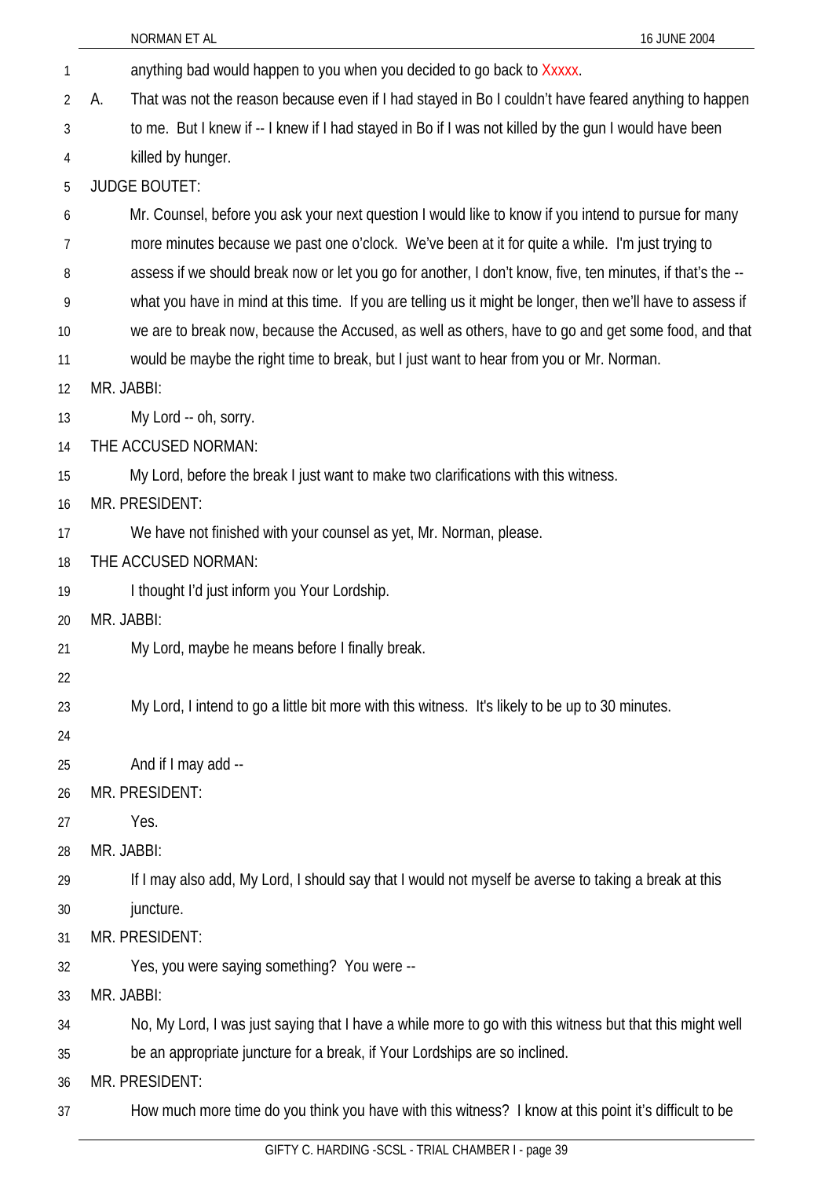anything bad would happen to you when you decided to go back to Xxxxx.

A. That was not the reason because even if I had stayed in Bo I couldn't have feared anything to happen to me. But I knew if -- I knew if I had stayed in Bo if I was not killed by the gun I would have been killed by hunger.

JUDGE BOUTET:

Mr. Counsel, before you ask your next question I would like to know if you intend to pursue for many more minutes because we past one o'clock. We've been at it for quite a while. I'm just trying to assess if we should break now or let you go for another, I don't know, five, ten minutes, if that's the -- what you have in mind at this time. If you are telling us it might be longer, then we'll have to assess if we are to break now, because the Accused, as well as others, have to go and get some food, and that would be maybe the right time to break, but I just want to hear from you or Mr. Norman.

MR. JABBI:

My Lord -- oh, sorry.

THE ACCUSED NORMAN:

My Lord, before the break I just want to make two clarifications with this witness.

MR. PRESIDENT:

We have not finished with your counsel as yet, Mr. Norman, please.

THE ACCUSED NORMAN:

I thought I'd just inform you Your Lordship.

MR. JABBI:

My Lord, maybe he means before I finally break.

My Lord, I intend to go a little bit more with this witness. It's likely to be up to 30 minutes.

And if I may add --

MR. PRESIDENT:

Yes.

MR. JABBI:

If I may also add, My Lord, I should say that I would not myself be averse to taking a break at this juncture.

MR. PRESIDENT:

Yes, you were saying something? You were --

MR. JABBI:

No, My Lord, I was just saying that I have a while more to go with this witness but that this might well be an appropriate juncture for a break, if Your Lordships are so inclined.

MR. PRESIDENT:

How much more time do you think you have with this witness? I know at this point it's difficult to be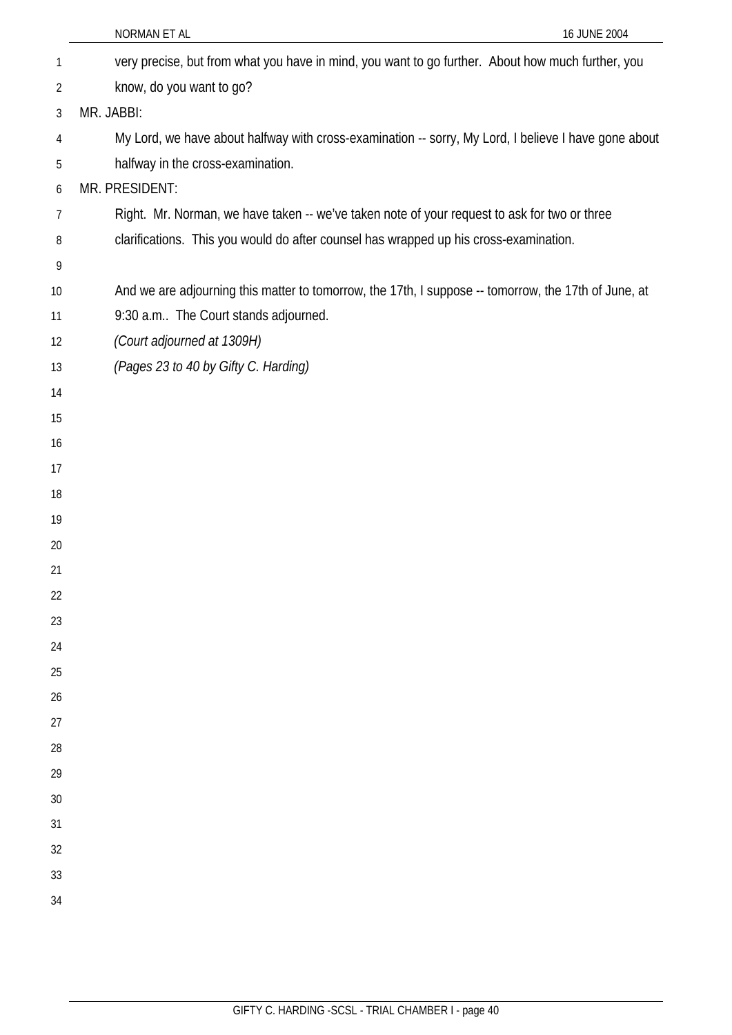very precise, but from what you have in mind, you want to go further. About how much further, you know, do you want to go?

MR. JABBI:

My Lord, we have about halfway with cross-examination -- sorry, My Lord, I believe I have gone about halfway in the cross-examination.

MR. PRESIDENT:

Right. Mr. Norman, we have taken -- we've taken note of your request to ask for two or three clarifications. This you would do after counsel has wrapped up his cross-examination.

And we are adjourning this matter to tomorrow, the 17th, I suppose -- tomorrow, the 17th of June, at 9:30 a.m.. The Court stands adjourned.

*(Court adjourned at 1309H)*

*(Pages 23 to 40 by Gifty C. Harding)*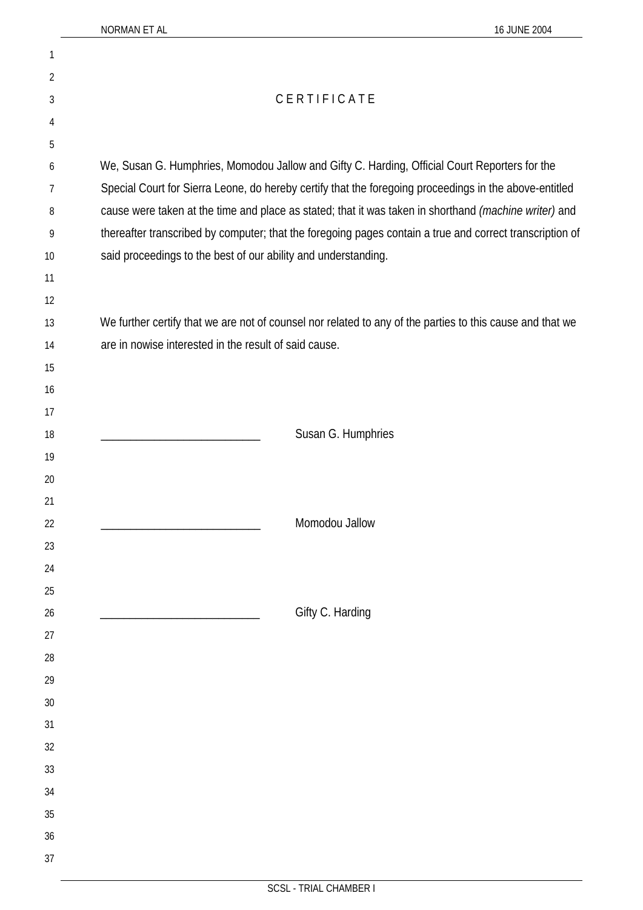# C E R T I F I C A T E

We, Susan G. Humphries, Momodou Jallow and Gifty C. Harding, Official Court Reporters for the Special Court for Sierra Leone, do hereby certify that the foregoing proceedings in the above-entitled cause were taken at the time and place as stated; that it was taken in shorthand *(machine writer)* and thereafter transcribed by computer; that the foregoing pages contain a true and correct transcription of said proceedings to the best of our ability and understanding.

We further certify that we are not of counsel nor related to any of the parties to this cause and that we are in nowise interested in the result of said cause.

___________________________ Susan G. Humphries

___________________________ Momodou Jallow

___________________________ Gifty C. Harding